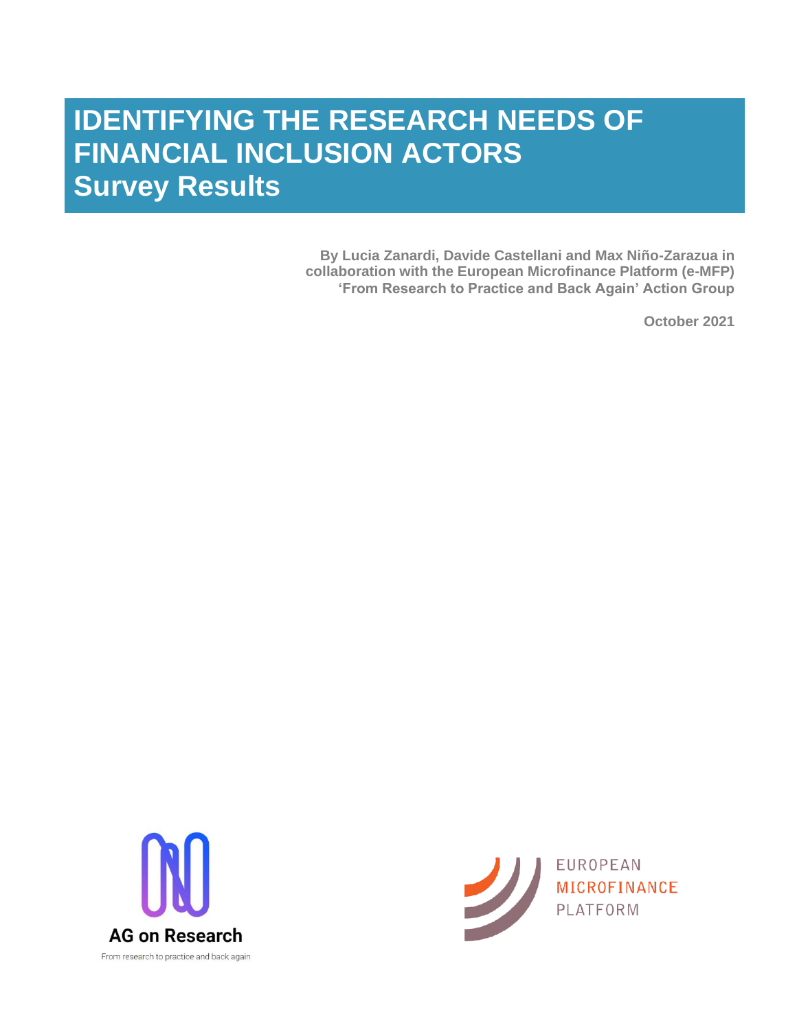# IDENTIFYING THE RESEARCH NEEDS OF FINANCIAL INCLUSION ACTORS
## Survey Results

**By Lucia Zanardi, Davide Castellani and Max Niño-Zarazua in collaboration with the European Microfinance Platform (e-MFP) 'From Research to Practice and Back Again' Action Group**

**October 2021**

AG on Research

From research to practice and back again

EUROPEAN MICROFINANCE PLATFORM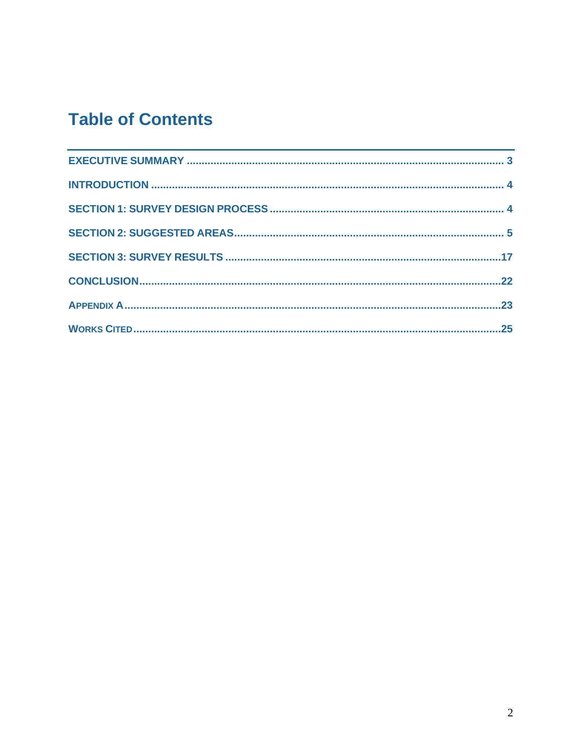# Table of Contents

EXECUTIVE SUMMARY ........................................................................................................ 3

INTRODUCTION ................................................................................................................... 4

SECTION 1: SURVEY DESIGN PROCESS ............................................................................ 4

SECTION 2: SUGGESTED AREAS ........................................................................................ 5

SECTION 3: SURVEY RESULTS ........................................................................................... 17

CONCLUSION ...................................................................................................................... 22

APPENDIX A ........................................................................................................................ 23

WORKS CITED ...................................................................................................................... 25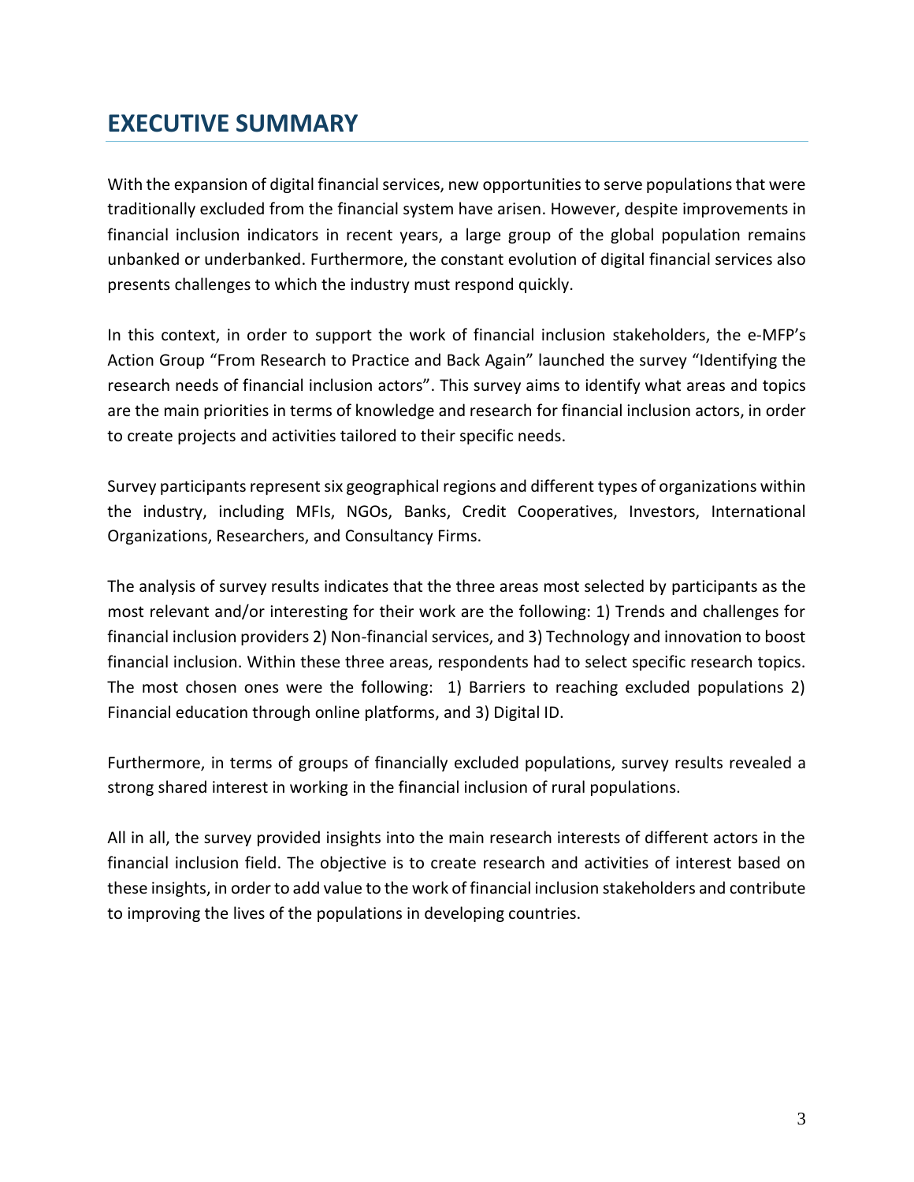# EXECUTIVE SUMMARY

With the expansion of digital financial services, new opportunities to serve populations that were traditionally excluded from the financial system have arisen. However, despite improvements in financial inclusion indicators in recent years, a large group of the global population remains unbanked or underbanked. Furthermore, the constant evolution of digital financial services also presents challenges to which the industry must respond quickly.

In this context, in order to support the work of financial inclusion stakeholders, the e-MFP's Action Group "From Research to Practice and Back Again" launched the survey "Identifying the research needs of financial inclusion actors". This survey aims to identify what areas and topics are the main priorities in terms of knowledge and research for financial inclusion actors, in order to create projects and activities tailored to their specific needs.

Survey participants represent six geographical regions and different types of organizations within the industry, including MFIs, NGOs, Banks, Credit Cooperatives, Investors, International Organizations, Researchers, and Consultancy Firms.

The analysis of survey results indicates that the three areas most selected by participants as the most relevant and/or interesting for their work are the following: 1) Trends and challenges for financial inclusion providers 2) Non-financial services, and 3) Technology and innovation to boost financial inclusion. Within these three areas, respondents had to select specific research topics. The most chosen ones were the following: 1) Barriers to reaching excluded populations 2) Financial education through online platforms, and 3) Digital ID.

Furthermore, in terms of groups of financially excluded populations, survey results revealed a strong shared interest in working in the financial inclusion of rural populations.

All in all, the survey provided insights into the main research interests of different actors in the financial inclusion field. The objective is to create research and activities of interest based on these insights, in order to add value to the work of financial inclusion stakeholders and contribute to improving the lives of the populations in developing countries.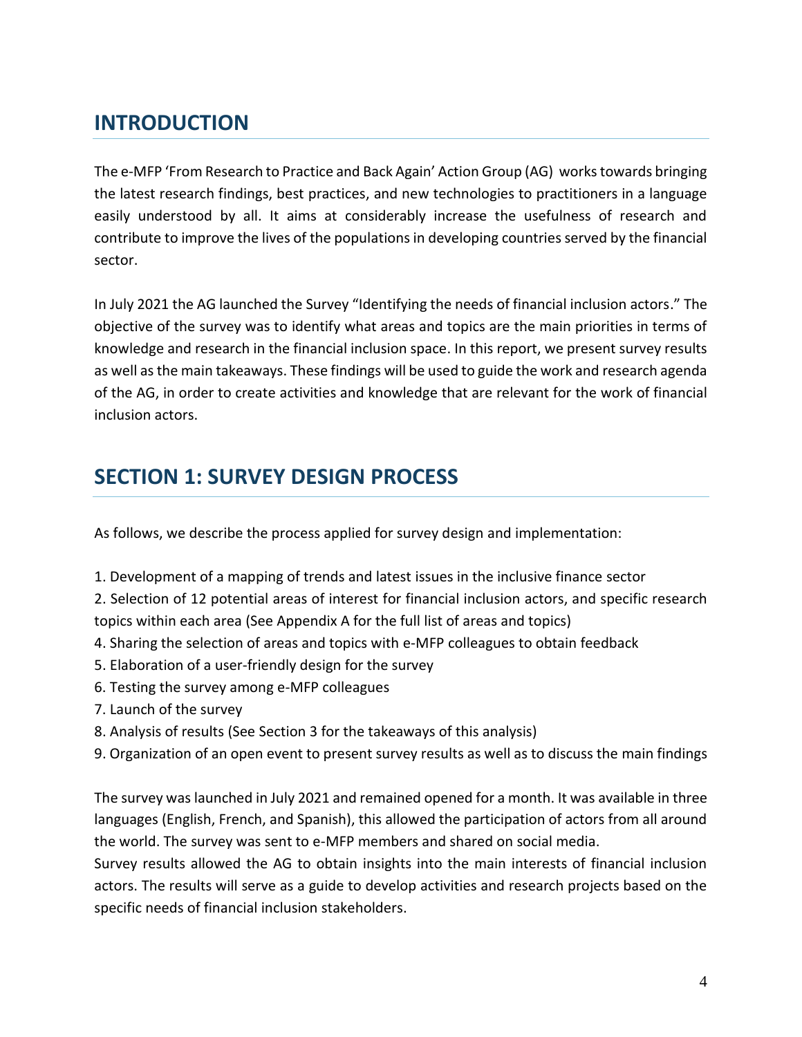## INTRODUCTION

The e-MFP 'From Research to Practice and Back Again' Action Group (AG) works towards bringing the latest research findings, best practices, and new technologies to practitioners in a language easily understood by all. It aims at considerably increase the usefulness of research and contribute to improve the lives of the populations in developing countries served by the financial sector.

In July 2021 the AG launched the Survey "Identifying the needs of financial inclusion actors." The objective of the survey was to identify what areas and topics are the main priorities in terms of knowledge and research in the financial inclusion space. In this report, we present survey results as well as the main takeaways. These findings will be used to guide the work and research agenda of the AG, in order to create activities and knowledge that are relevant for the work of financial inclusion actors.

## SECTION 1: SURVEY DESIGN PROCESS

As follows, we describe the process applied for survey design and implementation:

1. Development of a mapping of trends and latest issues in the inclusive finance sector
2. Selection of 12 potential areas of interest for financial inclusion actors, and specific research topics within each area (See Appendix A for the full list of areas and topics)
4. Sharing the selection of areas and topics with e-MFP colleagues to obtain feedback
5. Elaboration of a user-friendly design for the survey
6. Testing the survey among e-MFP colleagues
7. Launch of the survey
8. Analysis of results (See Section 3 for the takeaways of this analysis)
9. Organization of an open event to present survey results as well as to discuss the main findings

The survey was launched in July 2021 and remained opened for a month. It was available in three languages (English, French, and Spanish), this allowed the participation of actors from all around the world. The survey was sent to e-MFP members and shared on social media.
Survey results allowed the AG to obtain insights into the main interests of financial inclusion actors. The results will serve as a guide to develop activities and research projects based on the specific needs of financial inclusion stakeholders.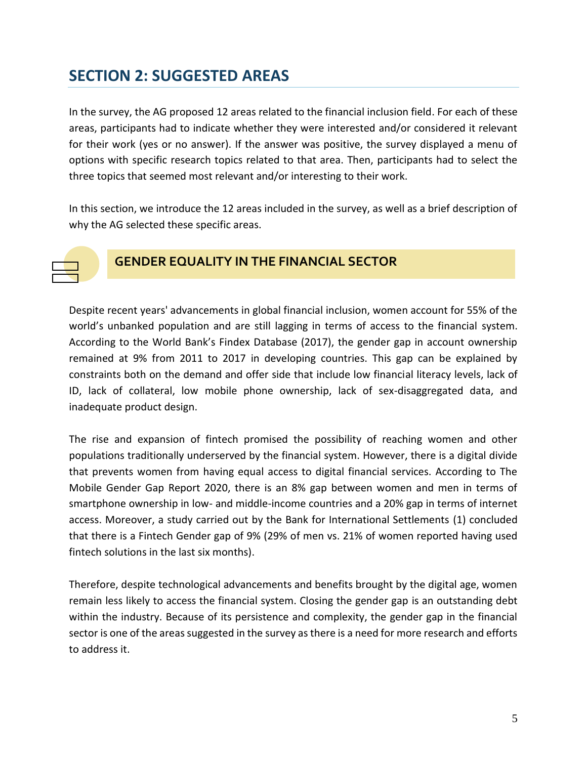## SECTION 2: SUGGESTED AREAS

In the survey, the AG proposed 12 areas related to the financial inclusion field. For each of these areas, participants had to indicate whether they were interested and/or considered it relevant for their work (yes or no answer). If the answer was positive, the survey displayed a menu of options with specific research topics related to that area. Then, participants had to select the three topics that seemed most relevant and/or interesting to their work.

In this section, we introduce the 12 areas included in the survey, as well as a brief description of why the AG selected these specific areas.

### GENDER EQUALITY IN THE FINANCIAL SECTOR

Despite recent years' advancements in global financial inclusion, women account for 55% of the world's unbanked population and are still lagging in terms of access to the financial system. According to the World Bank's Findex Database (2017), the gender gap in account ownership remained at 9% from 2011 to 2017 in developing countries. This gap can be explained by constraints both on the demand and offer side that include low financial literacy levels, lack of ID, lack of collateral, low mobile phone ownership, lack of sex-disaggregated data, and inadequate product design.

The rise and expansion of fintech promised the possibility of reaching women and other populations traditionally underserved by the financial system. However, there is a digital divide that prevents women from having equal access to digital financial services. According to The Mobile Gender Gap Report 2020, there is an 8% gap between women and men in terms of smartphone ownership in low- and middle-income countries and a 20% gap in terms of internet access. Moreover, a study carried out by the Bank for International Settlements (1) concluded that there is a Fintech Gender gap of 9% (29% of men vs. 21% of women reported having used fintech solutions in the last six months).

Therefore, despite technological advancements and benefits brought by the digital age, women remain less likely to access the financial system. Closing the gender gap is an outstanding debt within the industry. Because of its persistence and complexity, the gender gap in the financial sector is one of the areas suggested in the survey as there is a need for more research and efforts to address it.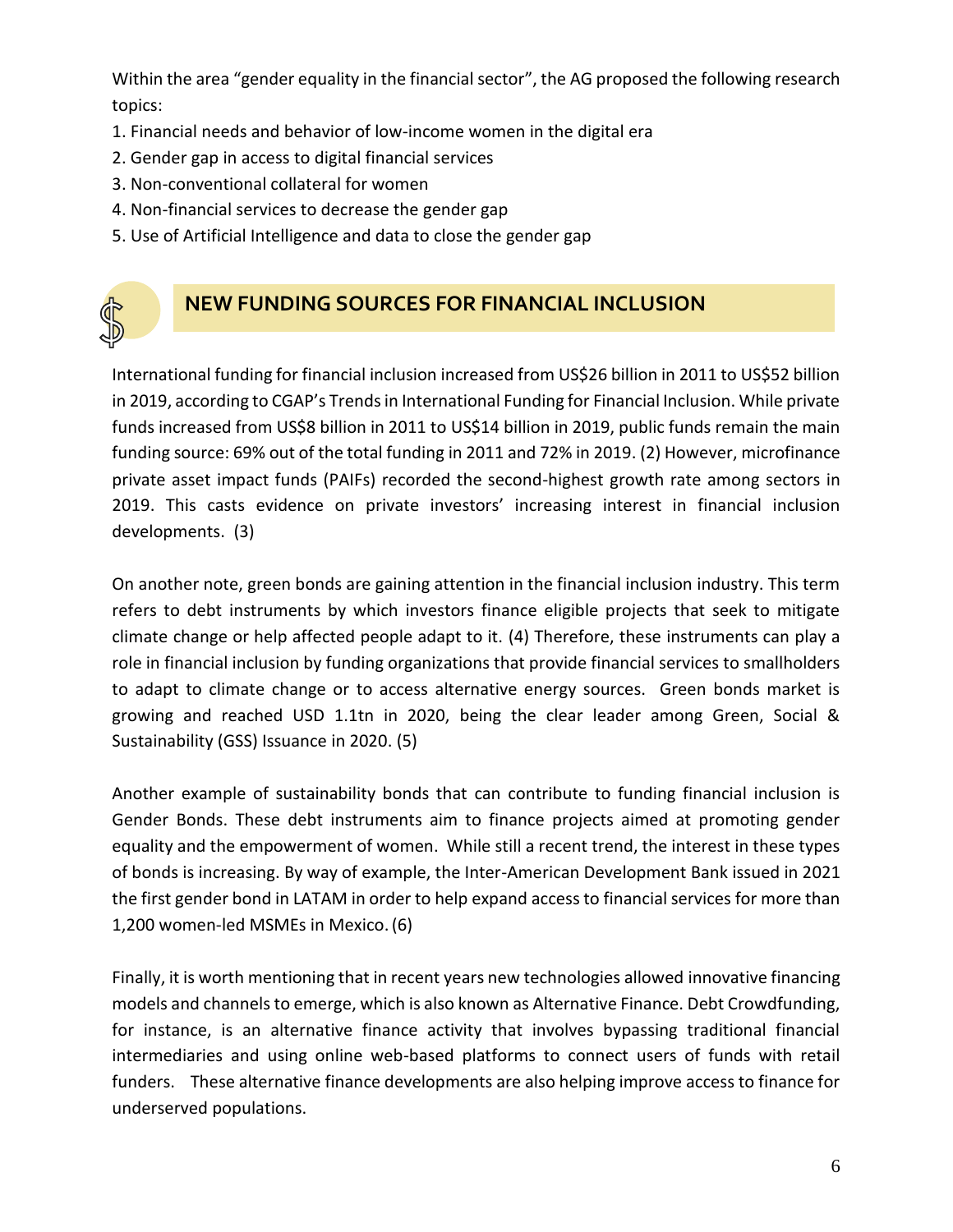Within the area "gender equality in the financial sector", the AG proposed the following research topics:

1. Financial needs and behavior of low-income women in the digital era
2. Gender gap in access to digital financial services
3. Non-conventional collateral for women
4. Non-financial services to decrease the gender gap
5. Use of Artificial Intelligence and data to close the gender gap

## NEW FUNDING SOURCES FOR FINANCIAL INCLUSION

International funding for financial inclusion increased from US$26 billion in 2011 to US$52 billion in 2019, according to CGAP's Trends in International Funding for Financial Inclusion. While private funds increased from US$8 billion in 2011 to US$14 billion in 2019, public funds remain the main funding source: 69% out of the total funding in 2011 and 72% in 2019. (2) However, microfinance private asset impact funds (PAIFs) recorded the second-highest growth rate among sectors in 2019. This casts evidence on private investors' increasing interest in financial inclusion developments. (3)

On another note, green bonds are gaining attention in the financial inclusion industry. This term refers to debt instruments by which investors finance eligible projects that seek to mitigate climate change or help affected people adapt to it. (4) Therefore, these instruments can play a role in financial inclusion by funding organizations that provide financial services to smallholders to adapt to climate change or to access alternative energy sources. Green bonds market is growing and reached USD 1.1tn in 2020, being the clear leader among Green, Social & Sustainability (GSS) Issuance in 2020. (5)

Another example of sustainability bonds that can contribute to funding financial inclusion is Gender Bonds. These debt instruments aim to finance projects aimed at promoting gender equality and the empowerment of women. While still a recent trend, the interest in these types of bonds is increasing. By way of example, the Inter-American Development Bank issued in 2021 the first gender bond in LATAM in order to help expand access to financial services for more than 1,200 women-led MSMEs in Mexico. (6)

Finally, it is worth mentioning that in recent years new technologies allowed innovative financing models and channels to emerge, which is also known as Alternative Finance. Debt Crowdfunding, for instance, is an alternative finance activity that involves bypassing traditional financial intermediaries and using online web-based platforms to connect users of funds with retail funders. These alternative finance developments are also helping improve access to finance for underserved populations.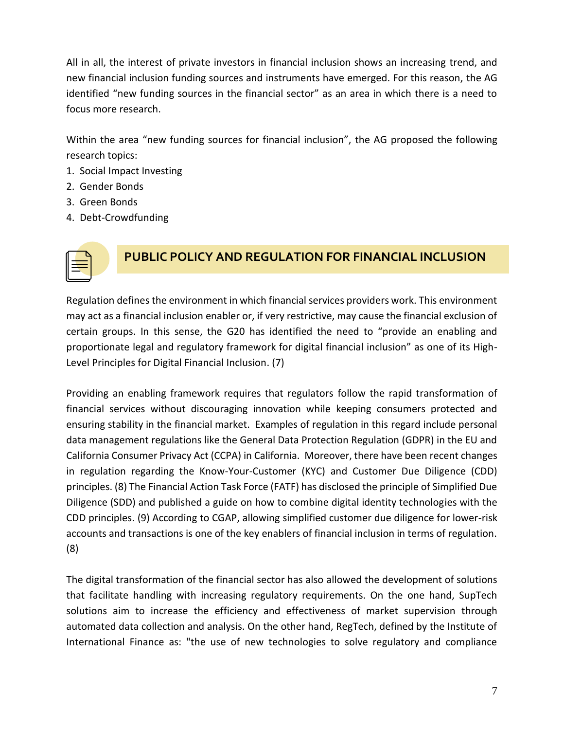All in all, the interest of private investors in financial inclusion shows an increasing trend, and new financial inclusion funding sources and instruments have emerged. For this reason, the AG identified "new funding sources in the financial sector" as an area in which there is a need to focus more research.

Within the area "new funding sources for financial inclusion", the AG proposed the following research topics:

1. Social Impact Investing
2. Gender Bonds
3. Green Bonds
4. Debt-Crowdfunding

## PUBLIC POLICY AND REGULATION FOR FINANCIAL INCLUSION

Regulation defines the environment in which financial services providers work. This environment may act as a financial inclusion enabler or, if very restrictive, may cause the financial exclusion of certain groups. In this sense, the G20 has identified the need to "provide an enabling and proportionate legal and regulatory framework for digital financial inclusion" as one of its High-Level Principles for Digital Financial Inclusion. (7)

Providing an enabling framework requires that regulators follow the rapid transformation of financial services without discouraging innovation while keeping consumers protected and ensuring stability in the financial market. Examples of regulation in this regard include personal data management regulations like the General Data Protection Regulation (GDPR) in the EU and California Consumer Privacy Act (CCPA) in California. Moreover, there have been recent changes in regulation regarding the Know-Your-Customer (KYC) and Customer Due Diligence (CDD) principles. (8) The Financial Action Task Force (FATF) has disclosed the principle of Simplified Due Diligence (SDD) and published a guide on how to combine digital identity technologies with the CDD principles. (9) According to CGAP, allowing simplified customer due diligence for lower-risk accounts and transactions is one of the key enablers of financial inclusion in terms of regulation. (8)

The digital transformation of the financial sector has also allowed the development of solutions that facilitate handling with increasing regulatory requirements. On the one hand, SupTech solutions aim to increase the efficiency and effectiveness of market supervision through automated data collection and analysis. On the other hand, RegTech, defined by the Institute of International Finance as: "the use of new technologies to solve regulatory and compliance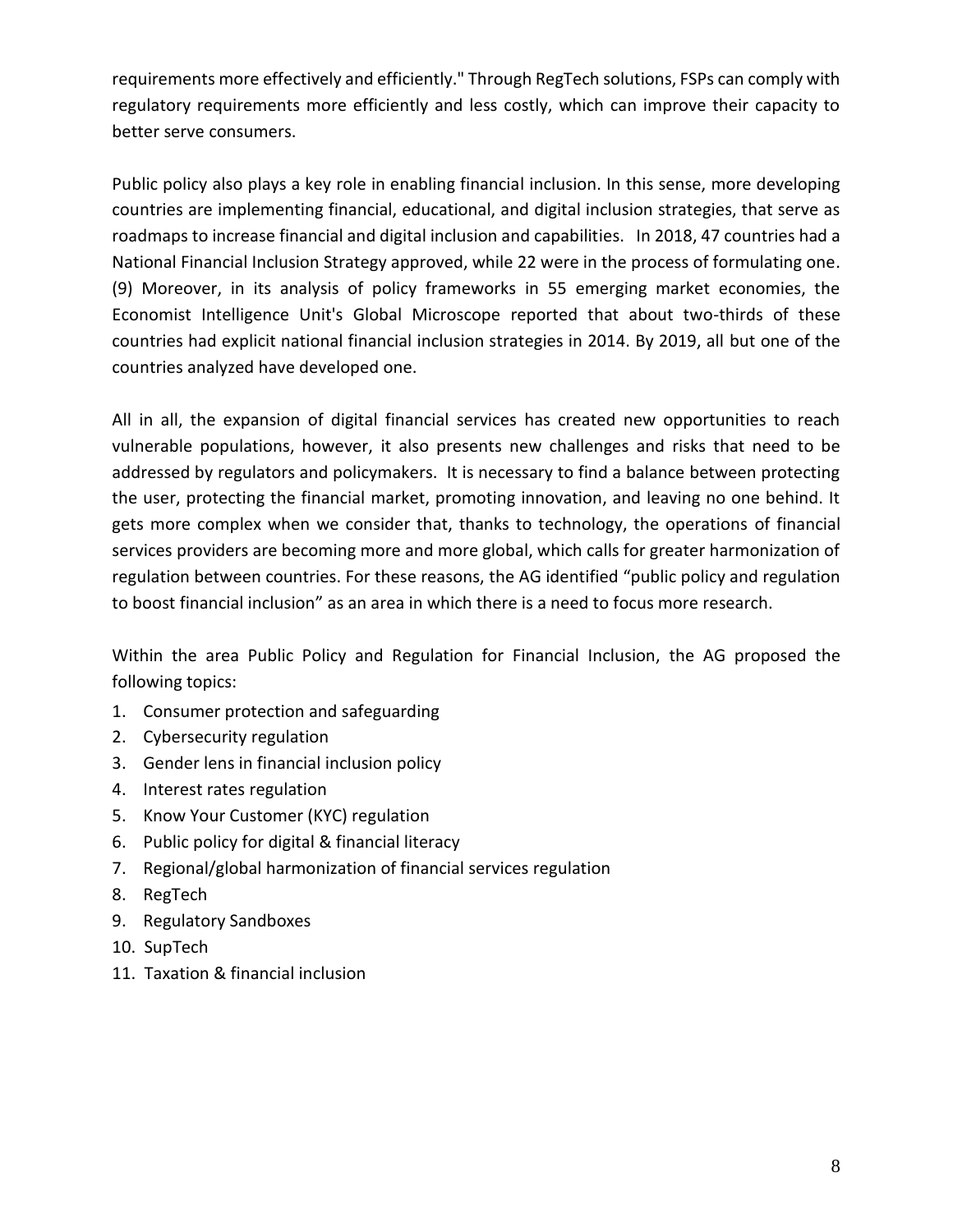requirements more effectively and efficiently." Through RegTech solutions, FSPs can comply with regulatory requirements more efficiently and less costly, which can improve their capacity to better serve consumers.

Public policy also plays a key role in enabling financial inclusion. In this sense, more developing countries are implementing financial, educational, and digital inclusion strategies, that serve as roadmaps to increase financial and digital inclusion and capabilities. In 2018, 47 countries had a National Financial Inclusion Strategy approved, while 22 were in the process of formulating one. (9) Moreover, in its analysis of policy frameworks in 55 emerging market economies, the Economist Intelligence Unit's Global Microscope reported that about two-thirds of these countries had explicit national financial inclusion strategies in 2014. By 2019, all but one of the countries analyzed have developed one.

All in all, the expansion of digital financial services has created new opportunities to reach vulnerable populations, however, it also presents new challenges and risks that need to be addressed by regulators and policymakers. It is necessary to find a balance between protecting the user, protecting the financial market, promoting innovation, and leaving no one behind. It gets more complex when we consider that, thanks to technology, the operations of financial services providers are becoming more and more global, which calls for greater harmonization of regulation between countries. For these reasons, the AG identified "public policy and regulation to boost financial inclusion" as an area in which there is a need to focus more research.

Within the area Public Policy and Regulation for Financial Inclusion, the AG proposed the following topics:

1. Consumer protection and safeguarding
2. Cybersecurity regulation
3. Gender lens in financial inclusion policy
4. Interest rates regulation
5. Know Your Customer (KYC) regulation
6. Public policy for digital & financial literacy
7. Regional/global harmonization of financial services regulation
8. RegTech
9. Regulatory Sandboxes
10. SupTech
11. Taxation & financial inclusion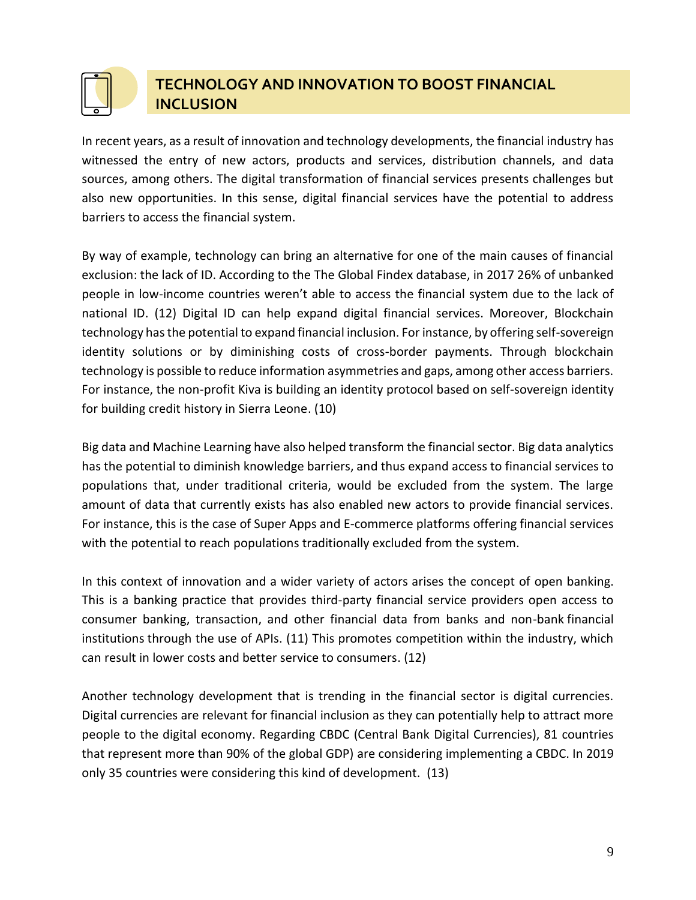## TECHNOLOGY AND INNOVATION TO BOOST FINANCIAL INCLUSION

In recent years, as a result of innovation and technology developments, the financial industry has witnessed the entry of new actors, products and services, distribution channels, and data sources, among others. The digital transformation of financial services presents challenges but also new opportunities. In this sense, digital financial services have the potential to address barriers to access the financial system.

By way of example, technology can bring an alternative for one of the main causes of financial exclusion: the lack of ID. According to the The Global Findex database, in 2017 26% of unbanked people in low-income countries weren't able to access the financial system due to the lack of national ID. (12) Digital ID can help expand digital financial services. Moreover, Blockchain technology has the potential to expand financial inclusion. For instance, by offering self-sovereign identity solutions or by diminishing costs of cross-border payments. Through blockchain technology is possible to reduce information asymmetries and gaps, among other access barriers. For instance, the non-profit Kiva is building an identity protocol based on self-sovereign identity for building credit history in Sierra Leone. (10)

Big data and Machine Learning have also helped transform the financial sector. Big data analytics has the potential to diminish knowledge barriers, and thus expand access to financial services to populations that, under traditional criteria, would be excluded from the system. The large amount of data that currently exists has also enabled new actors to provide financial services. For instance, this is the case of Super Apps and E-commerce platforms offering financial services with the potential to reach populations traditionally excluded from the system.

In this context of innovation and a wider variety of actors arises the concept of open banking. This is a banking practice that provides third-party financial service providers open access to consumer banking, transaction, and other financial data from banks and non-bank financial institutions through the use of APIs. (11) This promotes competition within the industry, which can result in lower costs and better service to consumers. (12)

Another technology development that is trending in the financial sector is digital currencies. Digital currencies are relevant for financial inclusion as they can potentially help to attract more people to the digital economy. Regarding CBDC (Central Bank Digital Currencies), 81 countries that represent more than 90% of the global GDP) are considering implementing a CBDC. In 2019 only 35 countries were considering this kind of development. (13)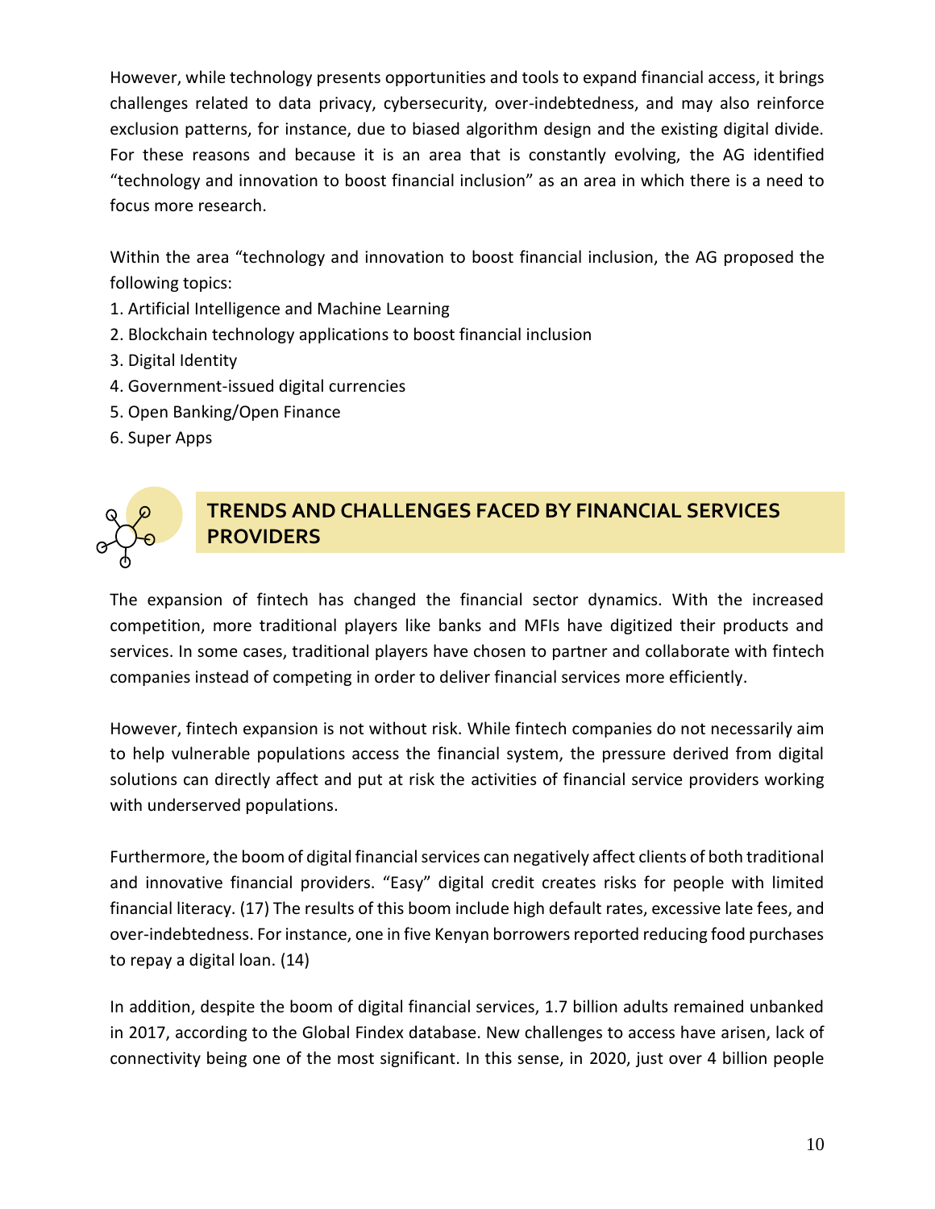However, while technology presents opportunities and tools to expand financial access, it brings challenges related to data privacy, cybersecurity, over-indebtedness, and may also reinforce exclusion patterns, for instance, due to biased algorithm design and the existing digital divide. For these reasons and because it is an area that is constantly evolving, the AG identified "technology and innovation to boost financial inclusion" as an area in which there is a need to focus more research.

Within the area "technology and innovation to boost financial inclusion, the AG proposed the following topics:

1. Artificial Intelligence and Machine Learning
2. Blockchain technology applications to boost financial inclusion
3. Digital Identity
4. Government-issued digital currencies
5. Open Banking/Open Finance
6. Super Apps

## TRENDS AND CHALLENGES FACED BY FINANCIAL SERVICES PROVIDERS

The expansion of fintech has changed the financial sector dynamics. With the increased competition, more traditional players like banks and MFIs have digitized their products and services. In some cases, traditional players have chosen to partner and collaborate with fintech companies instead of competing in order to deliver financial services more efficiently.

However, fintech expansion is not without risk. While fintech companies do not necessarily aim to help vulnerable populations access the financial system, the pressure derived from digital solutions can directly affect and put at risk the activities of financial service providers working with underserved populations.

Furthermore, the boom of digital financial services can negatively affect clients of both traditional and innovative financial providers. "Easy" digital credit creates risks for people with limited financial literacy. (17) The results of this boom include high default rates, excessive late fees, and over-indebtedness. For instance, one in five Kenyan borrowers reported reducing food purchases to repay a digital loan. (14)

In addition, despite the boom of digital financial services, 1.7 billion adults remained unbanked in 2017, according to the Global Findex database. New challenges to access have arisen, lack of connectivity being one of the most significant. In this sense, in 2020, just over 4 billion people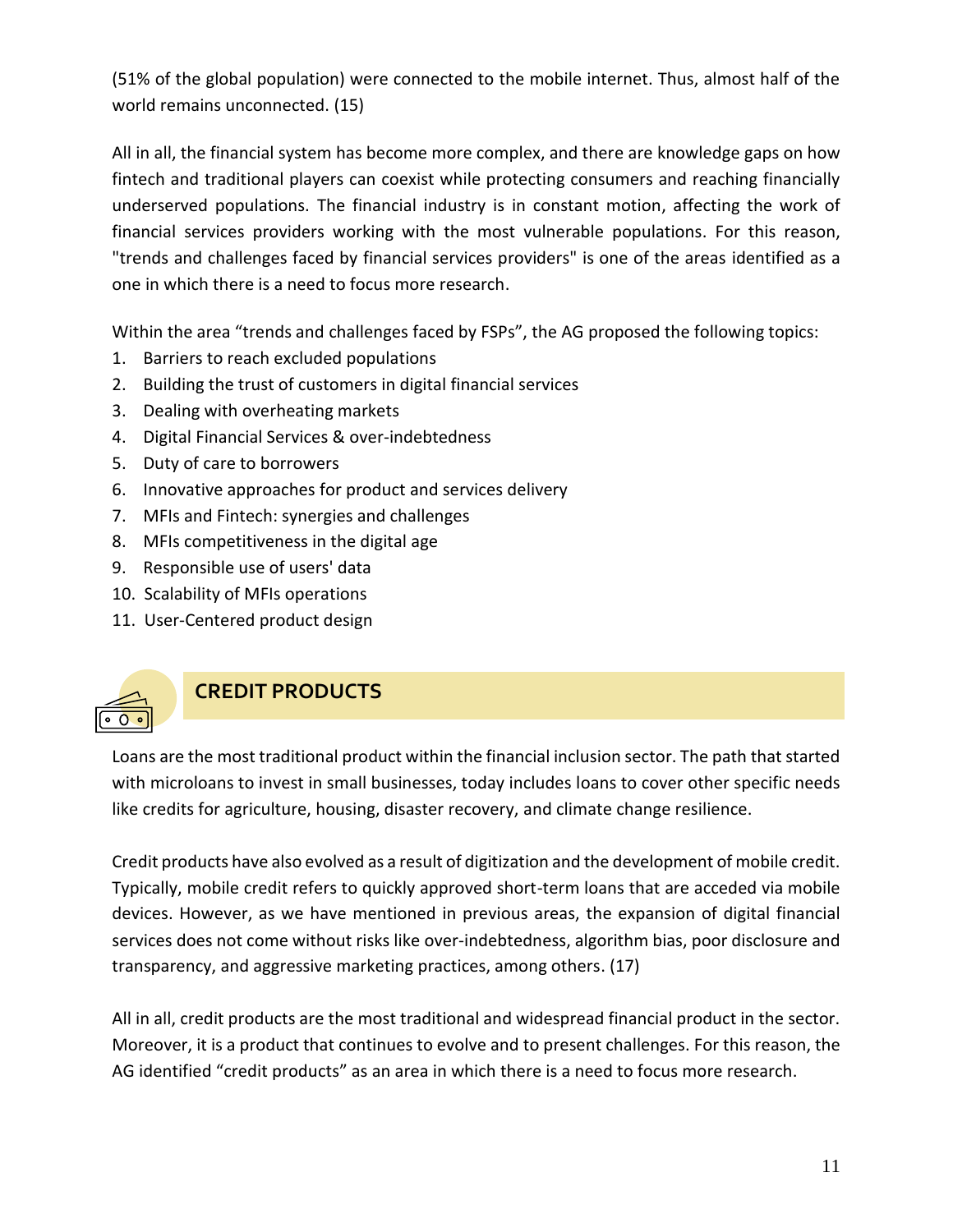(51% of the global population) were connected to the mobile internet. Thus, almost half of the world remains unconnected. (15)

All in all, the financial system has become more complex, and there are knowledge gaps on how fintech and traditional players can coexist while protecting consumers and reaching financially underserved populations. The financial industry is in constant motion, affecting the work of financial services providers working with the most vulnerable populations. For this reason, "trends and challenges faced by financial services providers" is one of the areas identified as a one in which there is a need to focus more research.

Within the area “trends and challenges faced by FSPs”, the AG proposed the following topics:

1. Barriers to reach excluded populations
2. Building the trust of customers in digital financial services
3. Dealing with overheating markets
4. Digital Financial Services & over-indebtedness
5. Duty of care to borrowers
6. Innovative approaches for product and services delivery
7. MFIs and Fintech: synergies and challenges
8. MFIs competitiveness in the digital age
9. Responsible use of users' data
10. Scalability of MFIs operations
11. User-Centered product design

## CREDIT PRODUCTS

Loans are the most traditional product within the financial inclusion sector. The path that started with microloans to invest in small businesses, today includes loans to cover other specific needs like credits for agriculture, housing, disaster recovery, and climate change resilience.

Credit products have also evolved as a result of digitization and the development of mobile credit. Typically, mobile credit refers to quickly approved short-term loans that are acceded via mobile devices. However, as we have mentioned in previous areas, the expansion of digital financial services does not come without risks like over-indebtedness, algorithm bias, poor disclosure and transparency, and aggressive marketing practices, among others. (17)

All in all, credit products are the most traditional and widespread financial product in the sector. Moreover, it is a product that continues to evolve and to present challenges. For this reason, the AG identified “credit products” as an area in which there is a need to focus more research.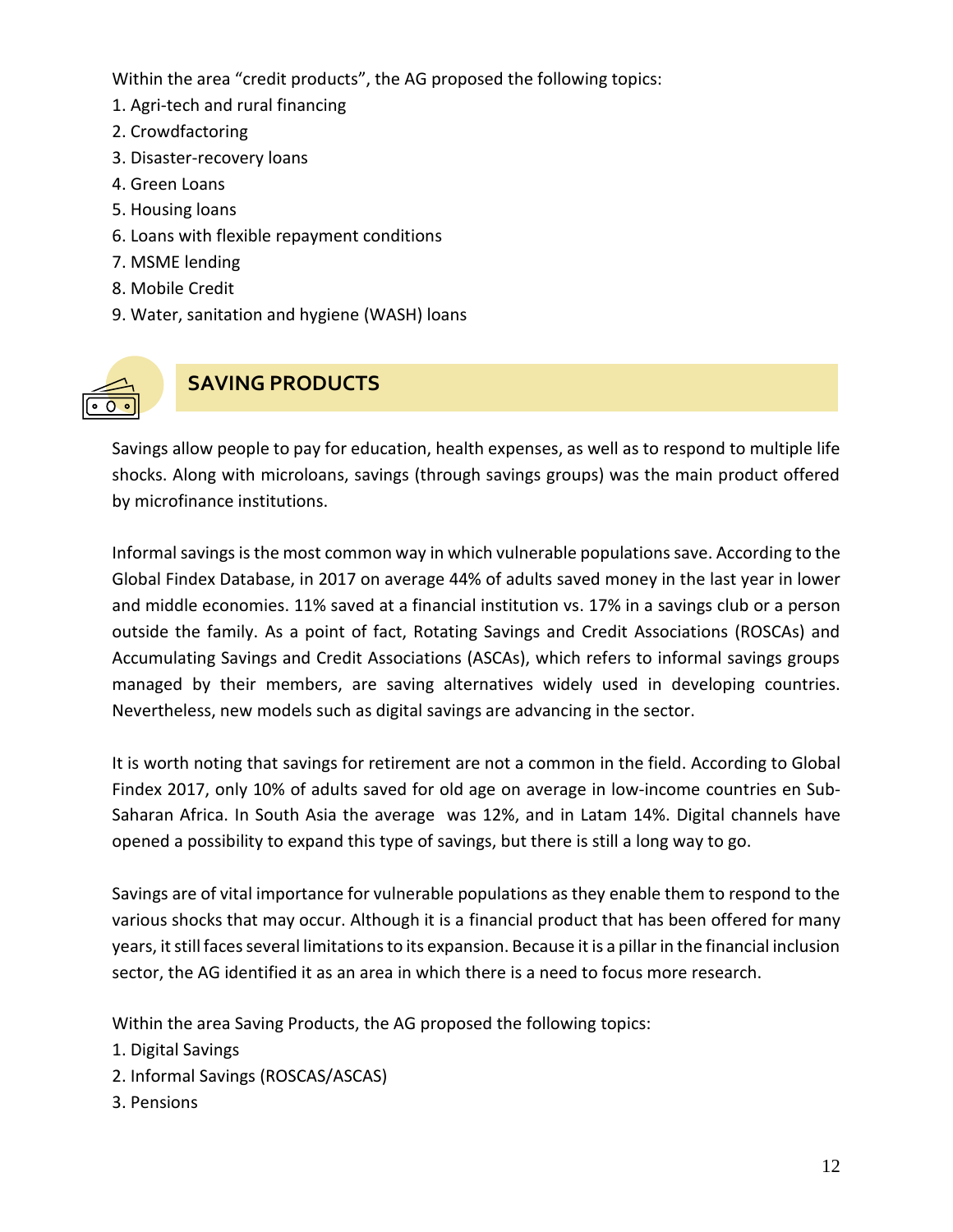Within the area "credit products", the AG proposed the following topics:

1. Agri-tech and rural financing
2. Crowdfactoring
3. Disaster-recovery loans
4. Green Loans
5. Housing loans
6. Loans with flexible repayment conditions
7. MSME lending
8. Mobile Credit
9. Water, sanitation and hygiene (WASH) loans

## SAVING PRODUCTS

Savings allow people to pay for education, health expenses, as well as to respond to multiple life shocks. Along with microloans, savings (through savings groups) was the main product offered by microfinance institutions.

Informal savings is the most common way in which vulnerable populations save. According to the Global Findex Database, in 2017 on average 44% of adults saved money in the last year in lower and middle economies. 11% saved at a financial institution vs. 17% in a savings club or a person outside the family. As a point of fact, Rotating Savings and Credit Associations (ROSCAs) and Accumulating Savings and Credit Associations (ASCAs), which refers to informal savings groups managed by their members, are saving alternatives widely used in developing countries. Nevertheless, new models such as digital savings are advancing in the sector.

It is worth noting that savings for retirement are not a common in the field. According to Global Findex 2017, only 10% of adults saved for old age on average in low-income countries en Sub-Saharan Africa. In South Asia the average was 12%, and in Latam 14%. Digital channels have opened a possibility to expand this type of savings, but there is still a long way to go.

Savings are of vital importance for vulnerable populations as they enable them to respond to the various shocks that may occur. Although it is a financial product that has been offered for many years, it still faces several limitations to its expansion. Because it is a pillar in the financial inclusion sector, the AG identified it as an area in which there is a need to focus more research.

Within the area Saving Products, the AG proposed the following topics:

1. Digital Savings
2. Informal Savings (ROSCAS/ASCAS)
3. Pensions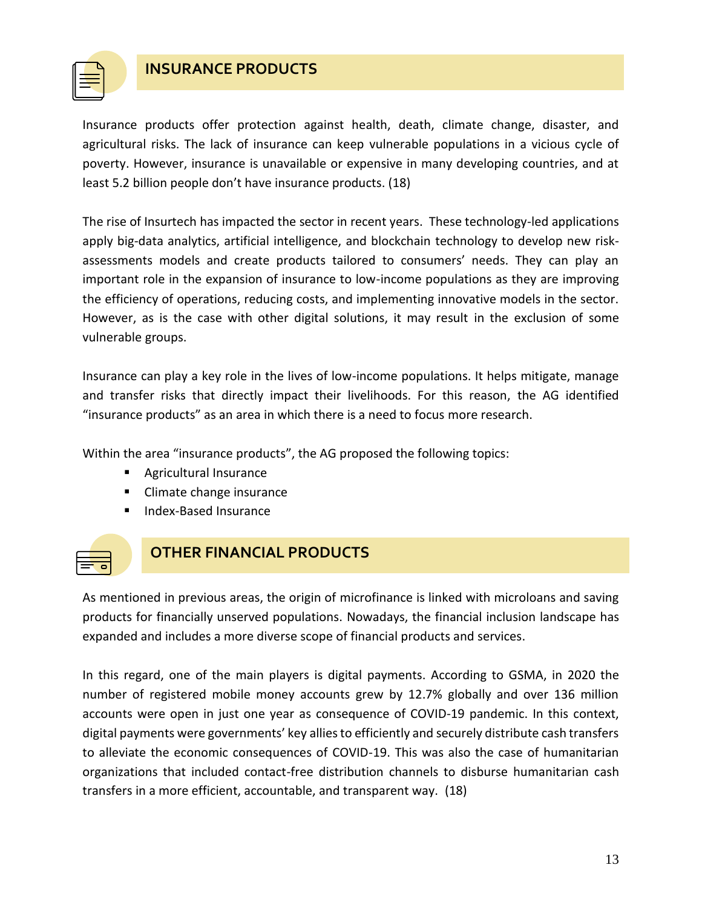## INSURANCE PRODUCTS

Insurance products offer protection against health, death, climate change, disaster, and agricultural risks. The lack of insurance can keep vulnerable populations in a vicious cycle of poverty. However, insurance is unavailable or expensive in many developing countries, and at least 5.2 billion people don't have insurance products. (18)

The rise of Insurtech has impacted the sector in recent years. These technology-led applications apply big-data analytics, artificial intelligence, and blockchain technology to develop new risk-assessments models and create products tailored to consumers' needs. They can play an important role in the expansion of insurance to low-income populations as they are improving the efficiency of operations, reducing costs, and implementing innovative models in the sector. However, as is the case with other digital solutions, it may result in the exclusion of some vulnerable groups.

Insurance can play a key role in the lives of low-income populations. It helps mitigate, manage and transfer risks that directly impact their livelihoods. For this reason, the AG identified "insurance products" as an area in which there is a need to focus more research.

Within the area "insurance products", the AG proposed the following topics:

- Agricultural Insurance
- Climate change insurance
- Index-Based Insurance

## OTHER FINANCIAL PRODUCTS

As mentioned in previous areas, the origin of microfinance is linked with microloans and saving products for financially unserved populations. Nowadays, the financial inclusion landscape has expanded and includes a more diverse scope of financial products and services.

In this regard, one of the main players is digital payments. According to GSMA, in 2020 the number of registered mobile money accounts grew by 12.7% globally and over 136 million accounts were open in just one year as consequence of COVID-19 pandemic. In this context, digital payments were governments' key allies to efficiently and securely distribute cash transfers to alleviate the economic consequences of COVID-19. This was also the case of humanitarian organizations that included contact-free distribution channels to disburse humanitarian cash transfers in a more efficient, accountable, and transparent way. (18)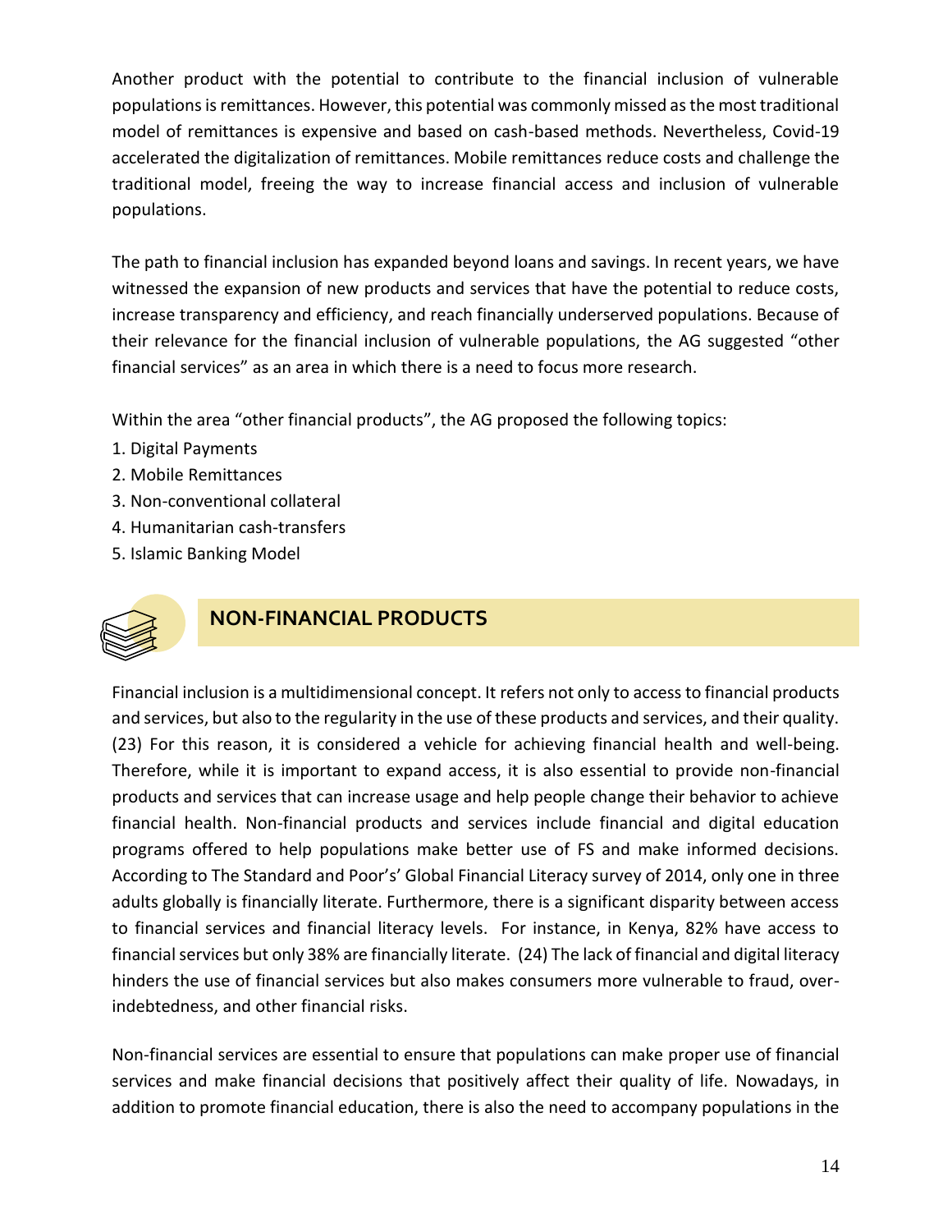Another product with the potential to contribute to the financial inclusion of vulnerable populations is remittances. However, this potential was commonly missed as the most traditional model of remittances is expensive and based on cash-based methods. Nevertheless, Covid-19 accelerated the digitalization of remittances. Mobile remittances reduce costs and challenge the traditional model, freeing the way to increase financial access and inclusion of vulnerable populations.

The path to financial inclusion has expanded beyond loans and savings. In recent years, we have witnessed the expansion of new products and services that have the potential to reduce costs, increase transparency and efficiency, and reach financially underserved populations. Because of their relevance for the financial inclusion of vulnerable populations, the AG suggested "other financial services" as an area in which there is a need to focus more research.

Within the area "other financial products", the AG proposed the following topics:

1. Digital Payments
2. Mobile Remittances
3. Non-conventional collateral
4. Humanitarian cash-transfers
5. Islamic Banking Model

## NON-FINANCIAL PRODUCTS

Financial inclusion is a multidimensional concept. It refers not only to access to financial products and services, but also to the regularity in the use of these products and services, and their quality. (23) For this reason, it is considered a vehicle for achieving financial health and well-being. Therefore, while it is important to expand access, it is also essential to provide non-financial products and services that can increase usage and help people change their behavior to achieve financial health. Non-financial products and services include financial and digital education programs offered to help populations make better use of FS and make informed decisions. According to The Standard and Poor's' Global Financial Literacy survey of 2014, only one in three adults globally is financially literate. Furthermore, there is a significant disparity between access to financial services and financial literacy levels. For instance, in Kenya, 82% have access to financial services but only 38% are financially literate. (24) The lack of financial and digital literacy hinders the use of financial services but also makes consumers more vulnerable to fraud, over-indebtedness, and other financial risks.

Non-financial services are essential to ensure that populations can make proper use of financial services and make financial decisions that positively affect their quality of life. Nowadays, in addition to promote financial education, there is also the need to accompany populations in the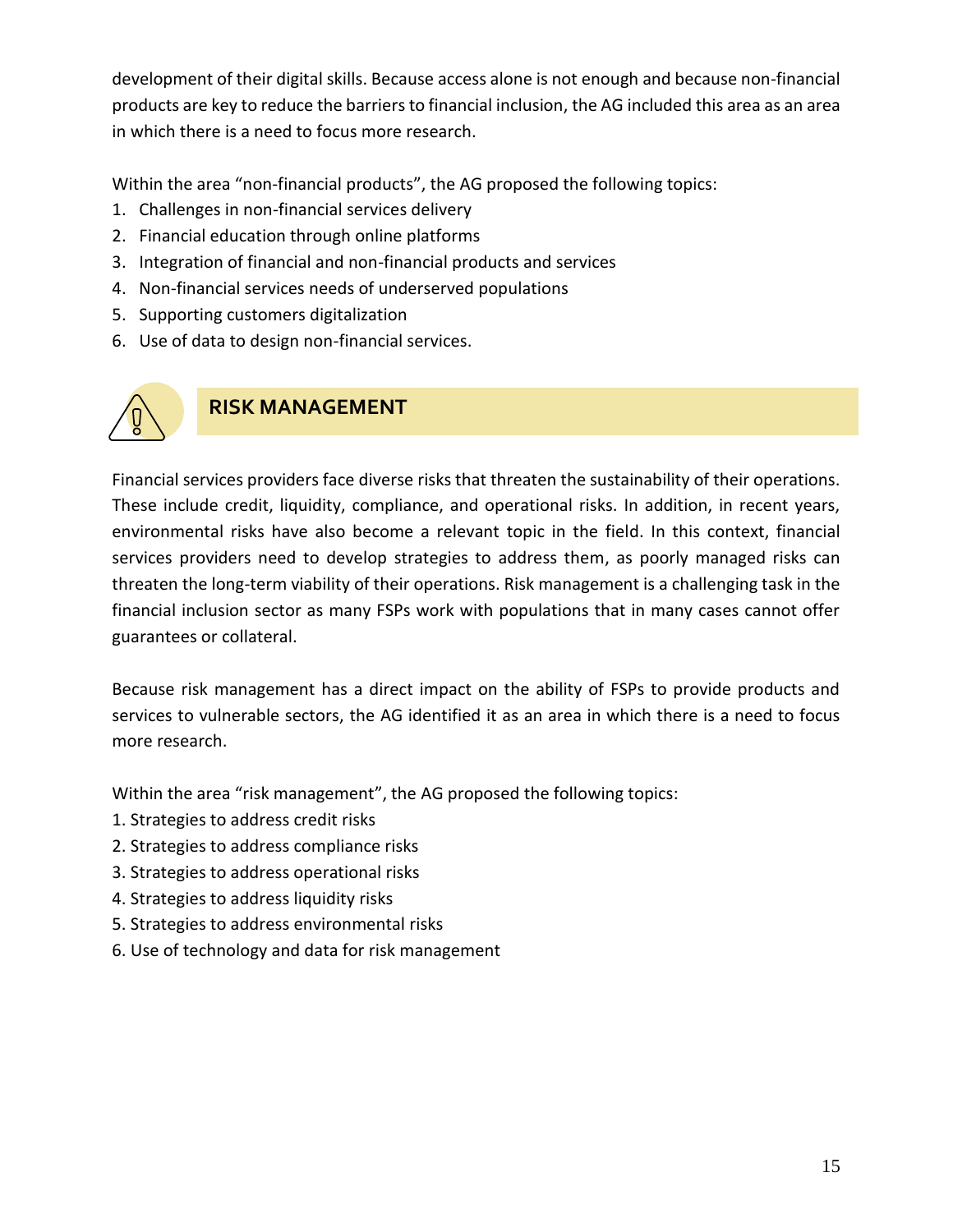development of their digital skills. Because access alone is not enough and because non-financial products are key to reduce the barriers to financial inclusion, the AG included this area as an area in which there is a need to focus more research.

Within the area “non-financial products”, the AG proposed the following topics:

1. Challenges in non-financial services delivery
2. Financial education through online platforms
3. Integration of financial and non-financial products and services
4. Non-financial services needs of underserved populations
5. Supporting customers digitalization
6. Use of data to design non-financial services.

## RISK MANAGEMENT

Financial services providers face diverse risks that threaten the sustainability of their operations. These include credit, liquidity, compliance, and operational risks. In addition, in recent years, environmental risks have also become a relevant topic in the field. In this context, financial services providers need to develop strategies to address them, as poorly managed risks can threaten the long-term viability of their operations. Risk management is a challenging task in the financial inclusion sector as many FSPs work with populations that in many cases cannot offer guarantees or collateral.

Because risk management has a direct impact on the ability of FSPs to provide products and services to vulnerable sectors, the AG identified it as an area in which there is a need to focus more research.

Within the area “risk management”, the AG proposed the following topics:

1. Strategies to address credit risks
2. Strategies to address compliance risks
3. Strategies to address operational risks
4. Strategies to address liquidity risks
5. Strategies to address environmental risks
6. Use of technology and data for risk management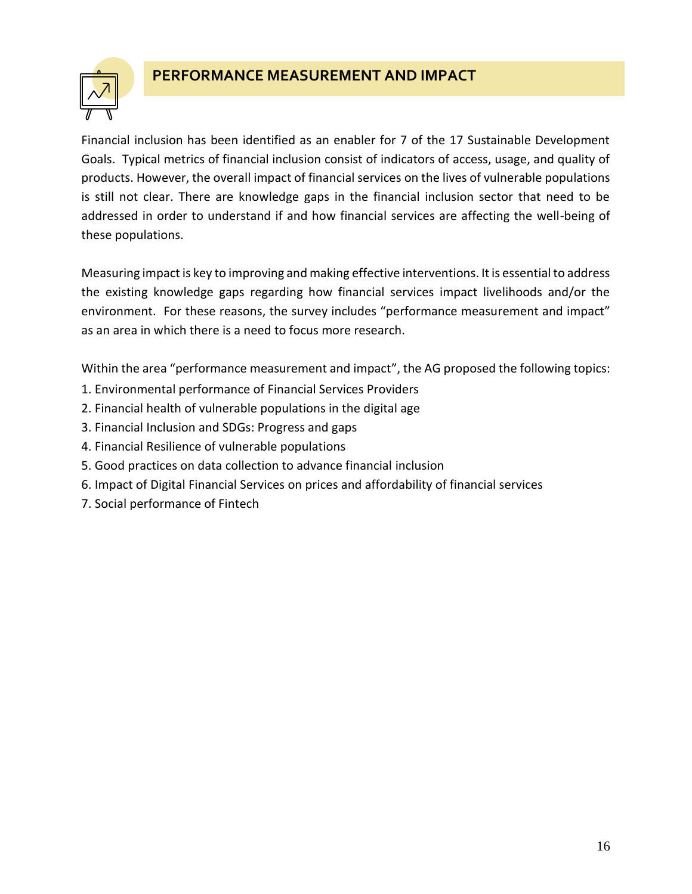## PERFORMANCE MEASUREMENT AND IMPACT

Financial inclusion has been identified as an enabler for 7 of the 17 Sustainable Development Goals. Typical metrics of financial inclusion consist of indicators of access, usage, and quality of products. However, the overall impact of financial services on the lives of vulnerable populations is still not clear. There are knowledge gaps in the financial inclusion sector that need to be addressed in order to understand if and how financial services are affecting the well-being of these populations.

Measuring impact is key to improving and making effective interventions. It is essential to address the existing knowledge gaps regarding how financial services impact livelihoods and/or the environment. For these reasons, the survey includes "performance measurement and impact" as an area in which there is a need to focus more research.

Within the area "performance measurement and impact", the AG proposed the following topics:

1. Environmental performance of Financial Services Providers
2. Financial health of vulnerable populations in the digital age
3. Financial Inclusion and SDGs: Progress and gaps
4. Financial Resilience of vulnerable populations
5. Good practices on data collection to advance financial inclusion
6. Impact of Digital Financial Services on prices and affordability of financial services
7. Social performance of Fintech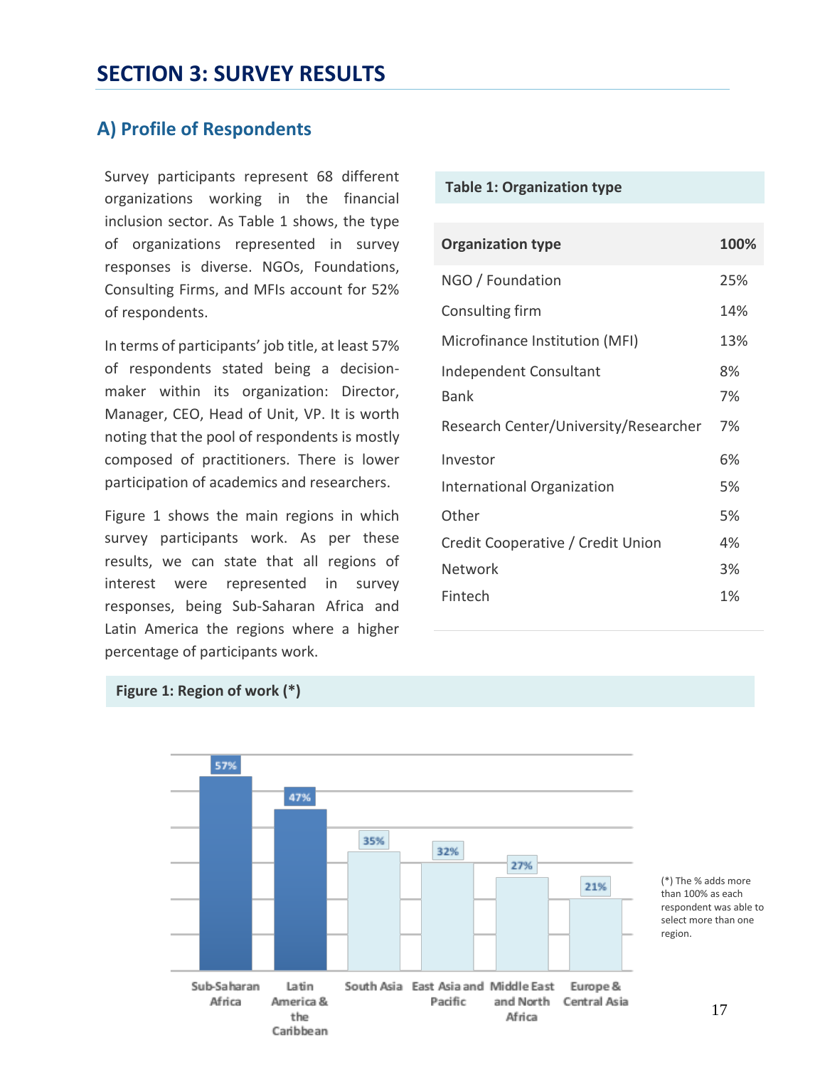# SECTION 3: SURVEY RESULTS

## A) Profile of Respondents

Survey participants represent 68 different organizations working in the financial inclusion sector. As Table 1 shows, the type of organizations represented in survey responses is diverse. NGOs, Foundations, Consulting Firms, and MFIs account for 52% of respondents.

In terms of participants' job title, at least 57% of respondents stated being a decision-maker within its organization: Director, Manager, CEO, Head of Unit, VP. It is worth noting that the pool of respondents is mostly composed of practitioners. There is lower participation of academics and researchers.

Figure 1 shows the main regions in which survey participants work. As per these results, we can state that all regions of interest were represented in survey responses, being Sub-Saharan Africa and Latin America the regions where a higher percentage of participants work.

**Table 1: Organization type**

| Organization type | 100% |
|---|---|
| NGO / Foundation | 25% |
| Consulting firm | 14% |
| Microfinance Institution (MFI) | 13% |
| Independent Consultant | 8% |
| Bank | 7% |
| Research Center/University/Researcher | 7% |
| Investor | 6% |
| International Organization | 5% |
| Other | 5% |
| Credit Cooperative / Credit Union | 4% |
| Network | 3% |
| Fintech | 1% |

**Figure 1: Region of work (*)**

| Region | % |
|---|---|
| Sub-Saharan Africa | 57% |
| Latin America & the Caribbean | 47% |
| South Asia | 35% |
| East Asia and Pacific | 32% |
| Middle East and North Africa | 27% |
| Europe & Central Asia | 21% |

(*) The % adds more than 100% as each respondent was able to select more than one region.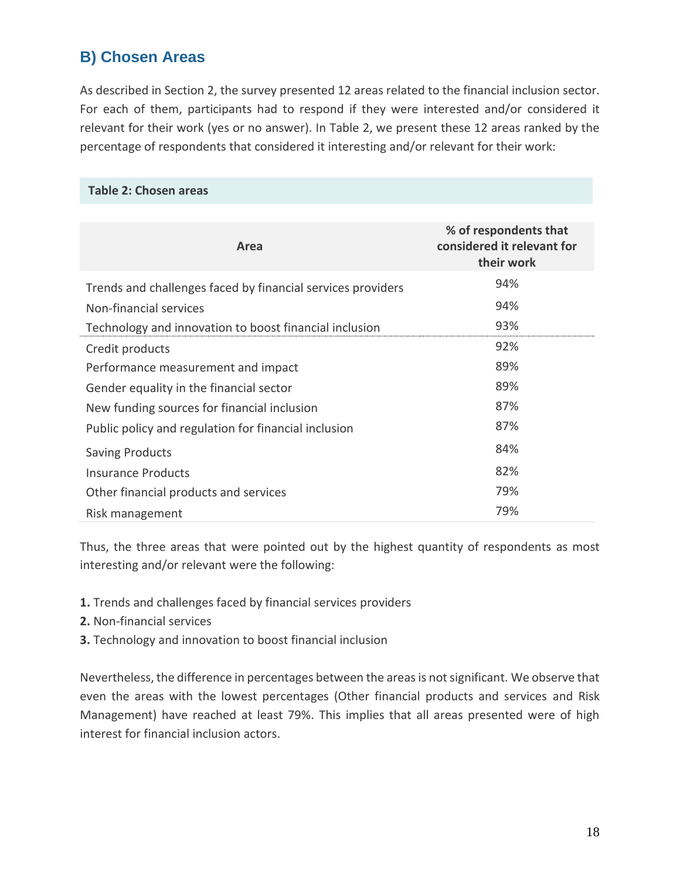## B) Chosen Areas

As described in Section 2, the survey presented 12 areas related to the financial inclusion sector. For each of them, participants had to respond if they were interested and/or considered it relevant for their work (yes or no answer). In Table 2, we present these 12 areas ranked by the percentage of respondents that considered it interesting and/or relevant for their work:

**Table 2: Chosen areas**

| Area | % of respondents that considered it relevant for their work |
|---|---|
| Trends and challenges faced by financial services providers | 94% |
| Non-financial services | 94% |
| Technology and innovation to boost financial inclusion | 93% |
| Credit products | 92% |
| Performance measurement and impact | 89% |
| Gender equality in the financial sector | 89% |
| New funding sources for financial inclusion | 87% |
| Public policy and regulation for financial inclusion | 87% |
| Saving Products | 84% |
| Insurance Products | 82% |
| Other financial products and services | 79% |
| Risk management | 79% |

Thus, the three areas that were pointed out by the highest quantity of respondents as most interesting and/or relevant were the following:

**1.** Trends and challenges faced by financial services providers
**2.** Non-financial services
**3.** Technology and innovation to boost financial inclusion

Nevertheless, the difference in percentages between the areas is not significant. We observe that even the areas with the lowest percentages (Other financial products and services and Risk Management) have reached at least 79%. This implies that all areas presented were of high interest for financial inclusion actors.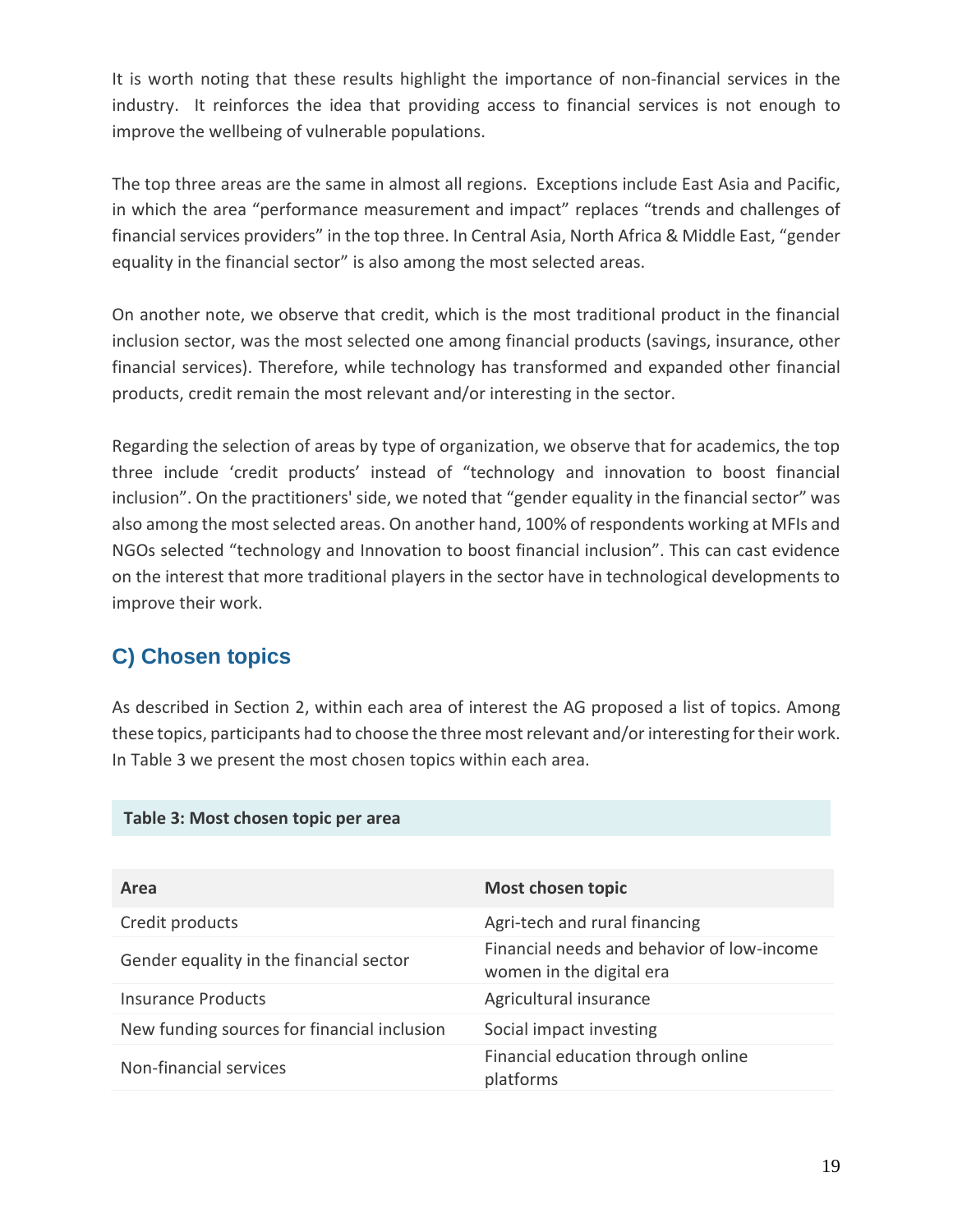It is worth noting that these results highlight the importance of non-financial services in the industry. It reinforces the idea that providing access to financial services is not enough to improve the wellbeing of vulnerable populations.

The top three areas are the same in almost all regions. Exceptions include East Asia and Pacific, in which the area “performance measurement and impact” replaces “trends and challenges of financial services providers” in the top three. In Central Asia, North Africa & Middle East, “gender equality in the financial sector” is also among the most selected areas.

On another note, we observe that credit, which is the most traditional product in the financial inclusion sector, was the most selected one among financial products (savings, insurance, other financial services). Therefore, while technology has transformed and expanded other financial products, credit remain the most relevant and/or interesting in the sector.

Regarding the selection of areas by type of organization, we observe that for academics, the top three include ‘credit products’ instead of “technology and innovation to boost financial inclusion”. On the practitioners' side, we noted that “gender equality in the financial sector” was also among the most selected areas. On another hand, 100% of respondents working at MFIs and NGOs selected “technology and Innovation to boost financial inclusion”. This can cast evidence on the interest that more traditional players in the sector have in technological developments to improve their work.

## C) Chosen topics

As described in Section 2, within each area of interest the AG proposed a list of topics. Among these topics, participants had to choose the three most relevant and/or interesting for their work. In Table 3 we present the most chosen topics within each area.

**Table 3: Most chosen topic per area**

| Area | Most chosen topic |
|---|---|
| Credit products | Agri-tech and rural financing |
| Gender equality in the financial sector | Financial needs and behavior of low-income women in the digital era |
| Insurance Products | Agricultural insurance |
| New funding sources for financial inclusion | Social impact investing |
| Non-financial services | Financial education through online platforms |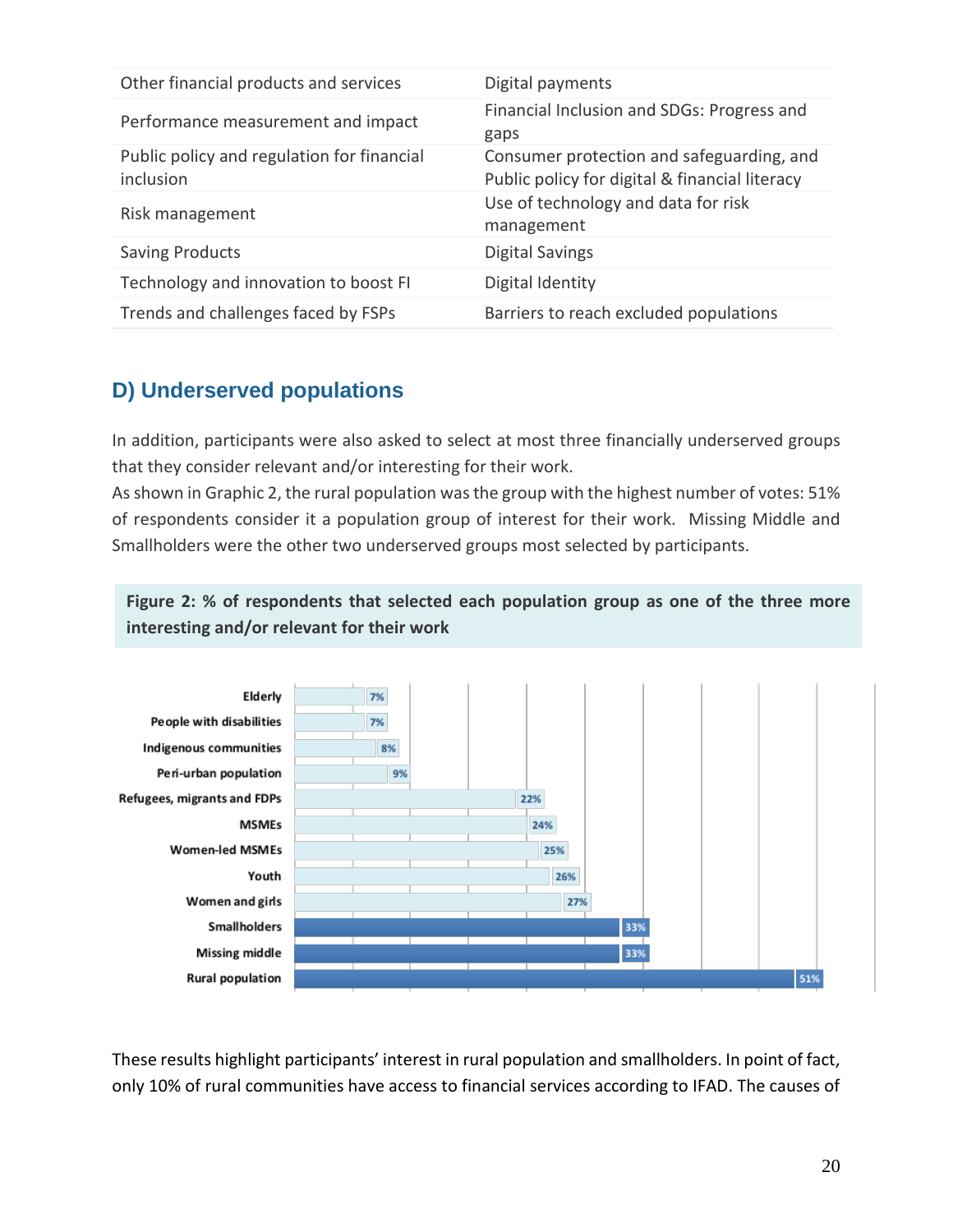| Other financial products and services | Digital payments |
|---|---|
| Performance measurement and impact | Financial Inclusion and SDGs: Progress and gaps |
| Public policy and regulation for financial inclusion | Consumer protection and safeguarding, and Public policy for digital & financial literacy |
| Risk management | Use of technology and data for risk management |
| Saving Products | Digital Savings |
| Technology and innovation to boost FI | Digital Identity |
| Trends and challenges faced by FSPs | Barriers to reach excluded populations |

## D) Underserved populations

In addition, participants were also asked to select at most three financially underserved groups that they consider relevant and/or interesting for their work.

As shown in Graphic 2, the rural population was the group with the highest number of votes: 51% of respondents consider it a population group of interest for their work. Missing Middle and Smallholders were the other two underserved groups most selected by participants.

**Figure 2: % of respondents that selected each population group as one of the three more interesting and/or relevant for their work**

| Population group | % |
|---|---|
| Elderly | 7% |
| People with disabilities | 7% |
| Indigenous communities | 8% |
| Peri-urban population | 9% |
| Refugees, migrants and FDPs | 22% |
| MSMEs | 24% |
| Women-led MSMEs | 25% |
| Youth | 26% |
| Women and girls | 27% |
| Smallholders | 33% |
| Missing middle | 33% |
| Rural population | 51% |

These results highlight participants' interest in rural population and smallholders. In point of fact, only 10% of rural communities have access to financial services according to IFAD. The causes of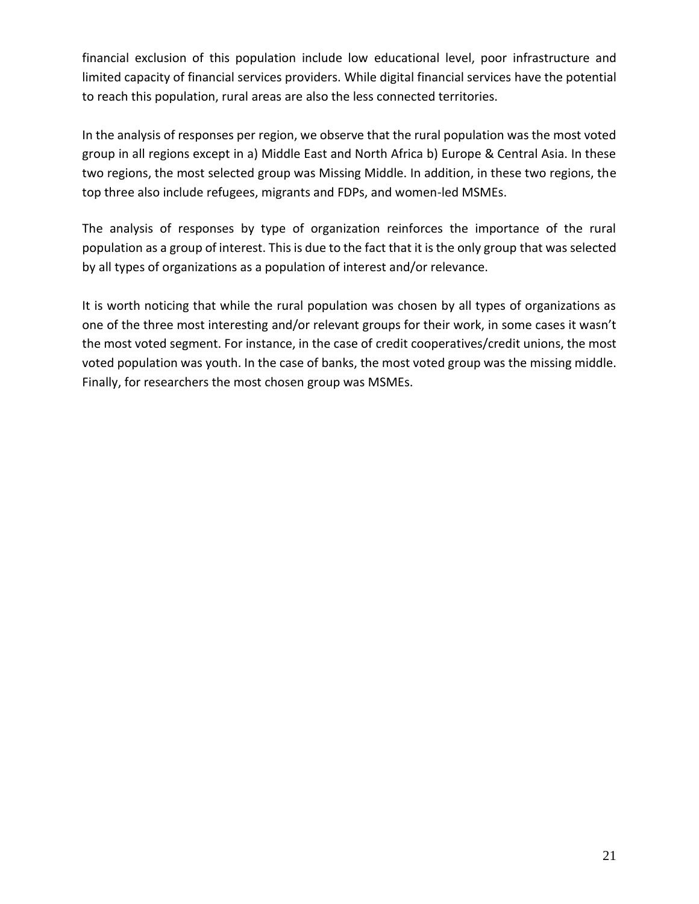financial exclusion of this population include low educational level, poor infrastructure and limited capacity of financial services providers. While digital financial services have the potential to reach this population, rural areas are also the less connected territories.

In the analysis of responses per region, we observe that the rural population was the most voted group in all regions except in a) Middle East and North Africa b) Europe & Central Asia. In these two regions, the most selected group was Missing Middle. In addition, in these two regions, the top three also include refugees, migrants and FDPs, and women-led MSMEs.

The analysis of responses by type of organization reinforces the importance of the rural population as a group of interest. This is due to the fact that it is the only group that was selected by all types of organizations as a population of interest and/or relevance.

It is worth noticing that while the rural population was chosen by all types of organizations as one of the three most interesting and/or relevant groups for their work, in some cases it wasn't the most voted segment. For instance, in the case of credit cooperatives/credit unions, the most voted population was youth. In the case of banks, the most voted group was the missing middle. Finally, for researchers the most chosen group was MSMEs.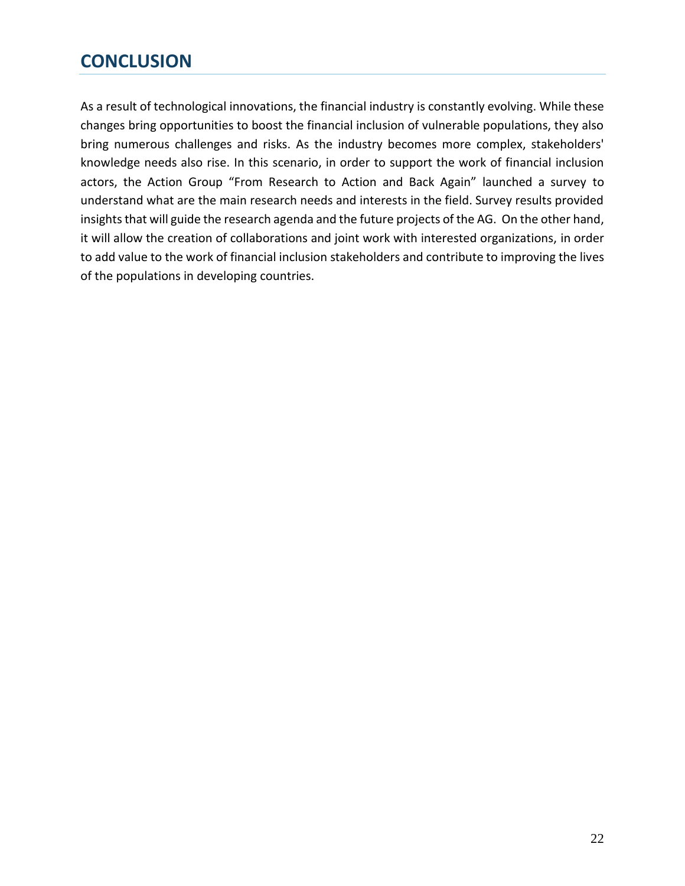## CONCLUSION

As a result of technological innovations, the financial industry is constantly evolving. While these changes bring opportunities to boost the financial inclusion of vulnerable populations, they also bring numerous challenges and risks. As the industry becomes more complex, stakeholders' knowledge needs also rise. In this scenario, in order to support the work of financial inclusion actors, the Action Group "From Research to Action and Back Again" launched a survey to understand what are the main research needs and interests in the field. Survey results provided insights that will guide the research agenda and the future projects of the AG. On the other hand, it will allow the creation of collaborations and joint work with interested organizations, in order to add value to the work of financial inclusion stakeholders and contribute to improving the lives of the populations in developing countries.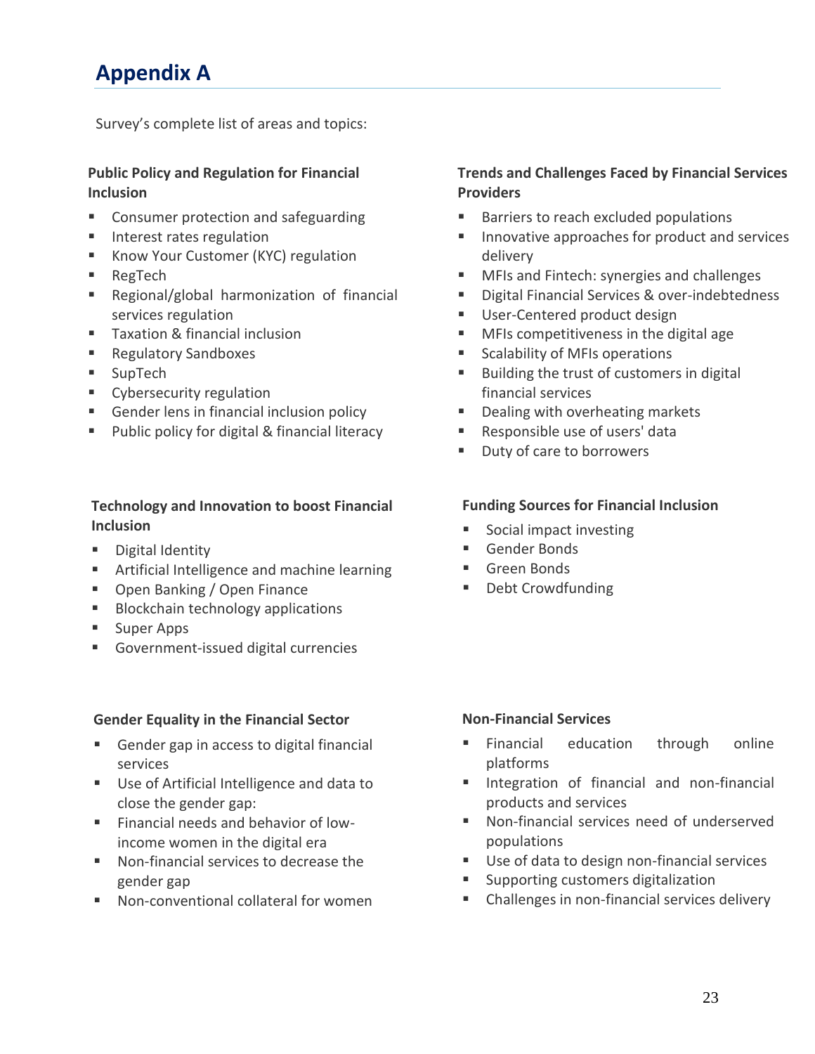# Appendix A

Survey's complete list of areas and topics:

**Public Policy and Regulation for Financial Inclusion**

- Consumer protection and safeguarding
- Interest rates regulation
- Know Your Customer (KYC) regulation
- RegTech
- Regional/global harmonization of financial services regulation
- Taxation & financial inclusion
- Regulatory Sandboxes
- SupTech
- Cybersecurity regulation
- Gender lens in financial inclusion policy
- Public policy for digital & financial literacy

**Trends and Challenges Faced by Financial Services Providers**

- Barriers to reach excluded populations
- Innovative approaches for product and services delivery
- MFIs and Fintech: synergies and challenges
- Digital Financial Services & over-indebtedness
- User-Centered product design
- MFIs competitiveness in the digital age
- Scalability of MFIs operations
- Building the trust of customers in digital financial services
- Dealing with overheating markets
- Responsible use of users' data
- Duty of care to borrowers

**Technology and Innovation to boost Financial Inclusion**

- Digital Identity
- Artificial Intelligence and machine learning
- Open Banking / Open Finance
- Blockchain technology applications
- Super Apps
- Government-issued digital currencies

**Funding Sources for Financial Inclusion**

- Social impact investing
- Gender Bonds
- Green Bonds
- Debt Crowdfunding

**Gender Equality in the Financial Sector**

- Gender gap in access to digital financial services
- Use of Artificial Intelligence and data to close the gender gap:
- Financial needs and behavior of low-income women in the digital era
- Non-financial services to decrease the gender gap
- Non-conventional collateral for women

**Non-Financial Services**

- Financial education through online platforms
- Integration of financial and non-financial products and services
- Non-financial services need of underserved populations
- Use of data to design non-financial services
- Supporting customers digitalization
- Challenges in non-financial services delivery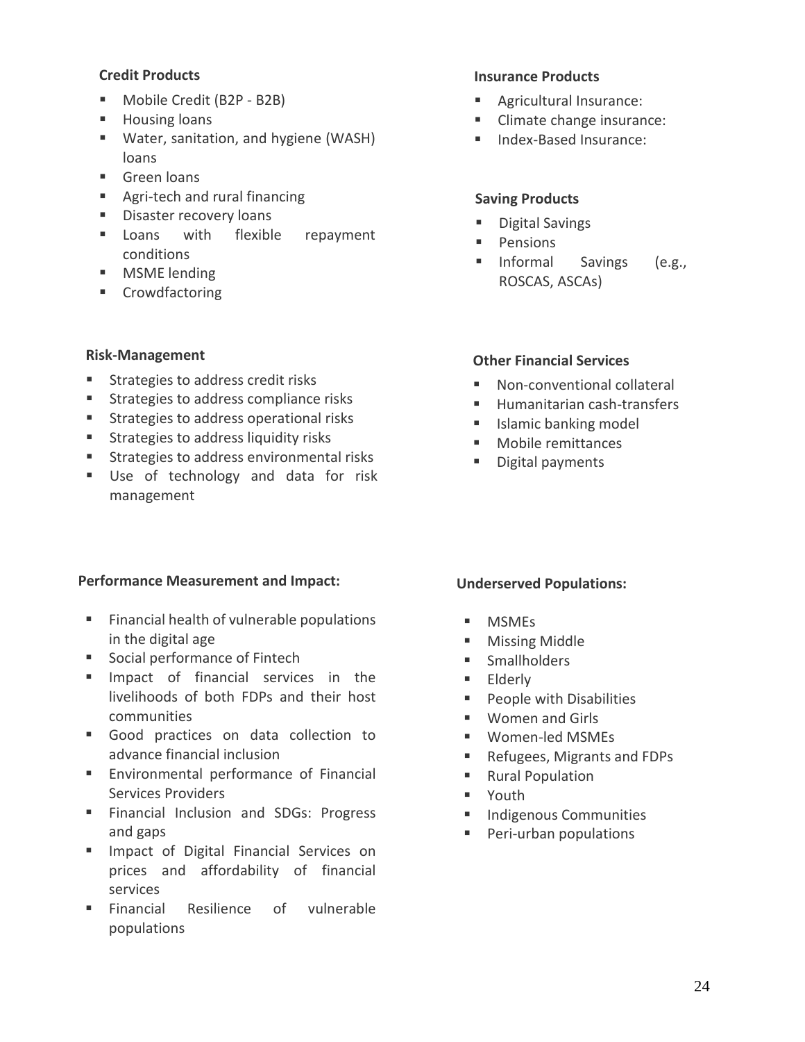**Credit Products**

- Mobile Credit (B2P - B2B)
- Housing loans
- Water, sanitation, and hygiene (WASH) loans
- Green loans
- Agri-tech and rural financing
- Disaster recovery loans
- Loans with flexible repayment conditions
- MSME lending
- Crowdfactoring

**Insurance Products**

- Agricultural Insurance:
- Climate change insurance:
- Index-Based Insurance:

**Saving Products**

- Digital Savings
- Pensions
- Informal Savings (e.g., ROSCAS, ASCAs)

**Risk-Management**

- Strategies to address credit risks
- Strategies to address compliance risks
- Strategies to address operational risks
- Strategies to address liquidity risks
- Strategies to address environmental risks
- Use of technology and data for risk management

**Other Financial Services**

- Non-conventional collateral
- Humanitarian cash-transfers
- Islamic banking model
- Mobile remittances
- Digital payments

**Performance Measurement and Impact:**

- Financial health of vulnerable populations in the digital age
- Social performance of Fintech
- Impact of financial services in the livelihoods of both FDPs and their host communities
- Good practices on data collection to advance financial inclusion
- Environmental performance of Financial Services Providers
- Financial Inclusion and SDGs: Progress and gaps
- Impact of Digital Financial Services on prices and affordability of financial services
- Financial Resilience of vulnerable populations

**Underserved Populations:**

- MSMEs
- Missing Middle
- Smallholders
- Elderly
- People with Disabilities
- Women and Girls
- Women-led MSMEs
- Refugees, Migrants and FDPs
- Rural Population
- Youth
- Indigenous Communities
- Peri-urban populations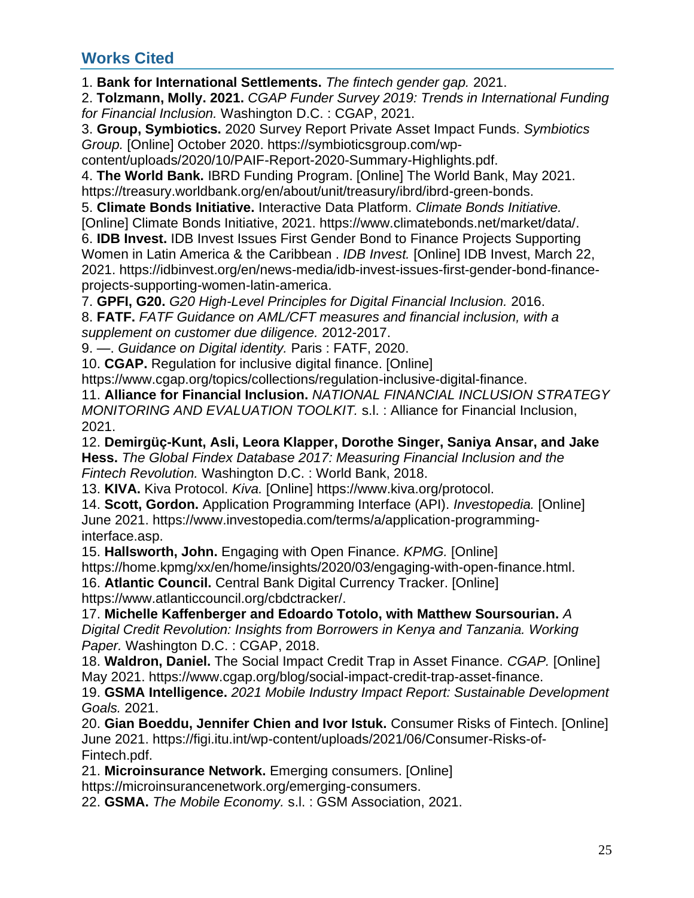## Works Cited

1. **Bank for International Settlements.** *The fintech gender gap.* 2021.
2. **Tolzmann, Molly. 2021.** *CGAP Funder Survey 2019: Trends in International Funding for Financial Inclusion.* Washington D.C. : CGAP, 2021.
3. **Group, Symbiotics.** 2020 Survey Report Private Asset Impact Funds. *Symbiotics Group.* [Online] October 2020. https://symbioticsgroup.com/wp-content/uploads/2020/10/PAIF-Report-2020-Summary-Highlights.pdf.
4. **The World Bank.** IBRD Funding Program. [Online] The World Bank, May 2021. https://treasury.worldbank.org/en/about/unit/treasury/ibrd/ibrd-green-bonds.
5. **Climate Bonds Initiative.** Interactive Data Platform. *Climate Bonds Initiative.* [Online] Climate Bonds Initiative, 2021. https://www.climatebonds.net/market/data/.
6. **IDB Invest.** IDB Invest Issues First Gender Bond to Finance Projects Supporting Women in Latin America & the Caribbean . *IDB Invest.* [Online] IDB Invest, March 22, 2021. https://idbinvest.org/en/news-media/idb-invest-issues-first-gender-bond-finance-projects-supporting-women-latin-america.
7. **GPFI, G20.** *G20 High-Level Principles for Digital Financial Inclusion.* 2016.
8. **FATF.** *FATF Guidance on AML/CFT measures and financial inclusion, with a supplement on customer due diligence.* 2012-2017.
9. —. *Guidance on Digital identity.* Paris : FATF, 2020.
10. **CGAP.** Regulation for inclusive digital finance. [Online] https://www.cgap.org/topics/collections/regulation-inclusive-digital-finance.
11. **Alliance for Financial Inclusion.** *NATIONAL FINANCIAL INCLUSION STRATEGY MONITORING AND EVALUATION TOOLKIT.* s.l. : Alliance for Financial Inclusion, 2021.
12. **Demirgüç-Kunt, Asli, Leora Klapper, Dorothe Singer, Saniya Ansar, and Jake Hess.** *The Global Findex Database 2017: Measuring Financial Inclusion and the Fintech Revolution.* Washington D.C. : World Bank, 2018.
13. **KIVA.** Kiva Protocol. *Kiva.* [Online] https://www.kiva.org/protocol.
14. **Scott, Gordon.** Application Programming Interface (API). *Investopedia.* [Online] June 2021. https://www.investopedia.com/terms/a/application-programming-interface.asp.
15. **Hallsworth, John.** Engaging with Open Finance. *KPMG.* [Online] https://home.kpmg/xx/en/home/insights/2020/03/engaging-with-open-finance.html.
16. **Atlantic Council.** Central Bank Digital Currency Tracker. [Online] https://www.atlanticcouncil.org/cbdctracker/.
17. **Michelle Kaffenberger and Edoardo Totolo, with Matthew Soursourian.** *A Digital Credit Revolution: Insights from Borrowers in Kenya and Tanzania. Working Paper.* Washington D.C. : CGAP, 2018.
18. **Waldron, Daniel.** The Social Impact Credit Trap in Asset Finance. *CGAP.* [Online] May 2021. https://www.cgap.org/blog/social-impact-credit-trap-asset-finance.
19. **GSMA Intelligence.** *2021 Mobile Industry Impact Report: Sustainable Development Goals.* 2021.
20. **Gian Boeddu, Jennifer Chien and Ivor Istuk.** Consumer Risks of Fintech. [Online] June 2021. https://figi.itu.int/wp-content/uploads/2021/06/Consumer-Risks-of-Fintech.pdf.
21. **Microinsurance Network.** Emerging consumers. [Online] https://microinsurancenetwork.org/emerging-consumers.
22. **GSMA.** *The Mobile Economy.* s.l. : GSM Association, 2021.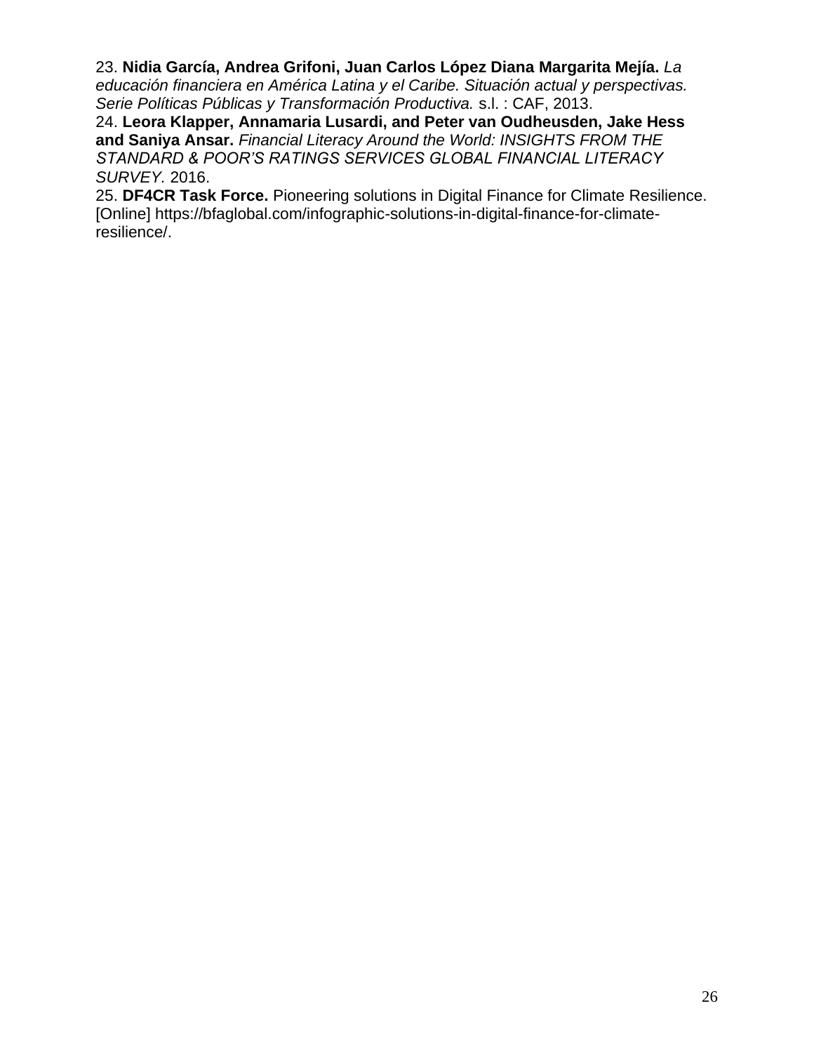23. **Nidia García, Andrea Grifoni, Juan Carlos López Diana Margarita Mejía.** *La educación financiera en América Latina y el Caribe. Situación actual y perspectivas. Serie Políticas Públicas y Transformación Productiva.* s.l. : CAF, 2013.

24. **Leora Klapper, Annamaria Lusardi, and Peter van Oudheusden, Jake Hess and Saniya Ansar.** *Financial Literacy Around the World: INSIGHTS FROM THE STANDARD & POOR'S RATINGS SERVICES GLOBAL FINANCIAL LITERACY SURVEY.* 2016.

25. **DF4CR Task Force.** Pioneering solutions in Digital Finance for Climate Resilience. [Online] https://bfaglobal.com/infographic-solutions-in-digital-finance-for-climate-resilience/.